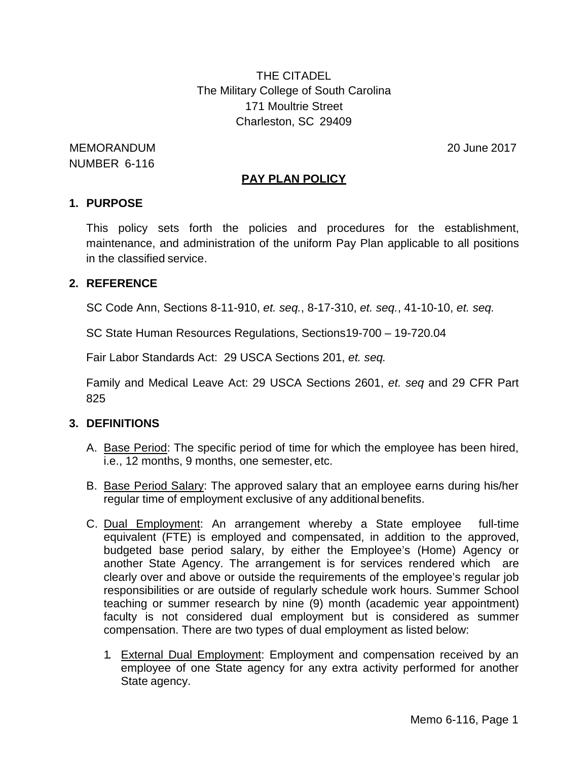THE CITADEL
The Military College of South Carolina
171 Moultrie Street
Charleston, SC 29409

MEMORANDUM
NUMBER 6-116

20 June 2017

# PAY PLAN POLICY

## 1. PURPOSE

This policy sets forth the policies and procedures for the establishment, maintenance, and administration of the uniform Pay Plan applicable to all positions in the classified service.

## 2. REFERENCE

SC Code Ann, Sections 8-11-910, *et. seq.*, 8-17-310, *et. seq.*, 41-10-10, *et. seq.*

SC State Human Resources Regulations, Sections19-700 – 19-720.04

Fair Labor Standards Act: 29 USCA Sections 201, *et. seq.*

Family and Medical Leave Act: 29 USCA Sections 2601, *et. seq* and 29 CFR Part 825

## 3. DEFINITIONS

A. Base Period: The specific period of time for which the employee has been hired, i.e., 12 months, 9 months, one semester, etc.

B. Base Period Salary: The approved salary that an employee earns during his/her regular time of employment exclusive of any additional benefits.

C. Dual Employment: An arrangement whereby a State employee full-time equivalent (FTE) is employed and compensated, in addition to the approved, budgeted base period salary, by either the Employee's (Home) Agency or another State Agency. The arrangement is for services rendered which are clearly over and above or outside the requirements of the employee's regular job responsibilities or are outside of regularly schedule work hours. Summer School teaching or summer research by nine (9) month (academic year appointment) faculty is not considered dual employment but is considered as summer compensation. There are two types of dual employment as listed below:

1. External Dual Employment: Employment and compensation received by an employee of one State agency for any extra activity performed for another State agency.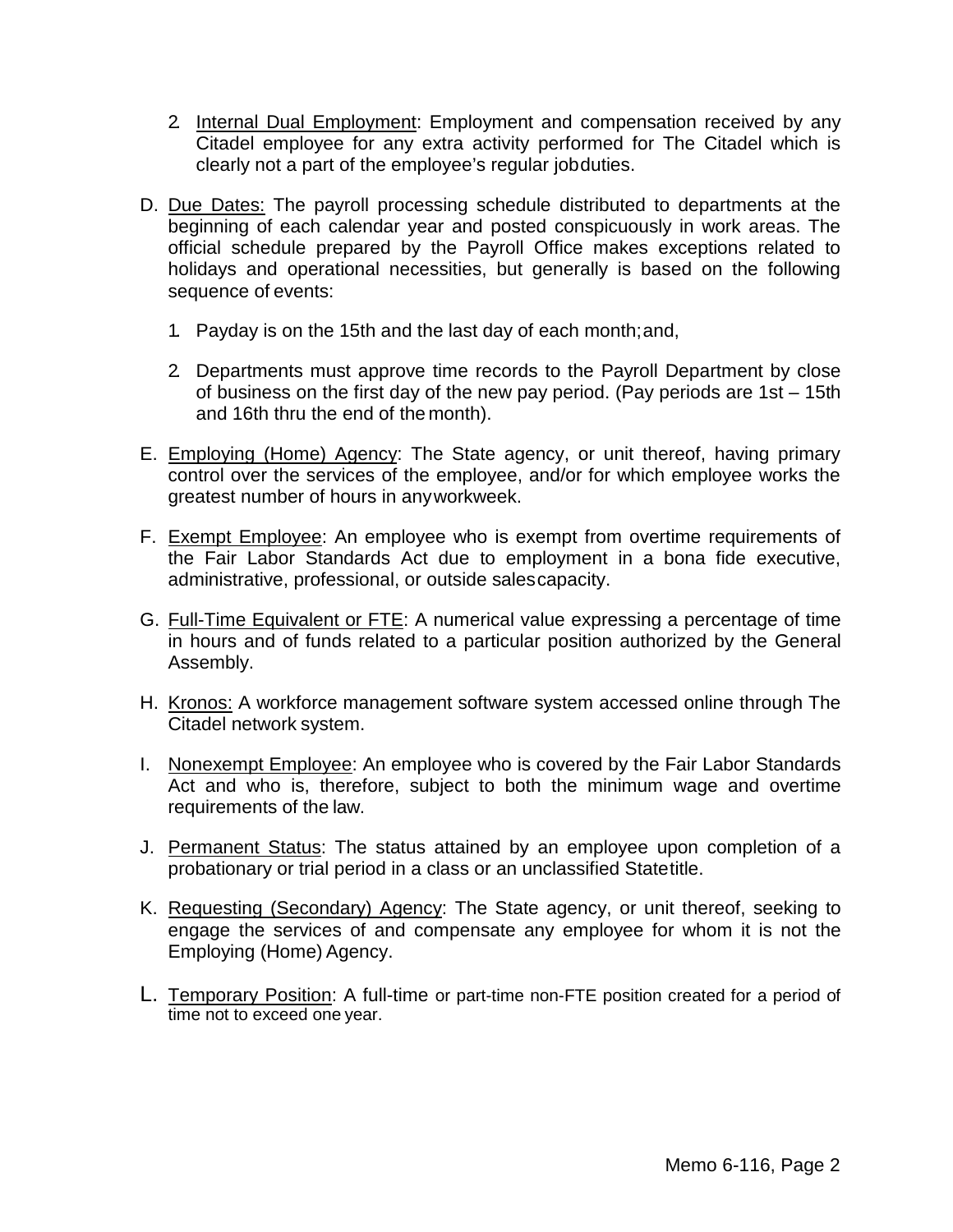2. Internal Dual Employment: Employment and compensation received by any Citadel employee for any extra activity performed for The Citadel which is clearly not a part of the employee's regular job duties.

D. Due Dates: The payroll processing schedule distributed to departments at the beginning of each calendar year and posted conspicuously in work areas. The official schedule prepared by the Payroll Office makes exceptions related to holidays and operational necessities, but generally is based on the following sequence of events:

   1. Payday is on the 15th and the last day of each month; and,

   2. Departments must approve time records to the Payroll Department by close of business on the first day of the new pay period. (Pay periods are 1st – 15th and 16th thru the end of the month).

E. Employing (Home) Agency: The State agency, or unit thereof, having primary control over the services of the employee, and/or for which employee works the greatest number of hours in any workweek.

F. Exempt Employee: An employee who is exempt from overtime requirements of the Fair Labor Standards Act due to employment in a bona fide executive, administrative, professional, or outside sales capacity.

G. Full-Time Equivalent or FTE: A numerical value expressing a percentage of time in hours and of funds related to a particular position authorized by the General Assembly.

H. Kronos: A workforce management software system accessed online through The Citadel network system.

I. Nonexempt Employee: An employee who is covered by the Fair Labor Standards Act and who is, therefore, subject to both the minimum wage and overtime requirements of the law.

J. Permanent Status: The status attained by an employee upon completion of a probationary or trial period in a class or an unclassified State title.

K. Requesting (Secondary) Agency: The State agency, or unit thereof, seeking to engage the services of and compensate any employee for whom it is not the Employing (Home) Agency.

L. Temporary Position: A full-time or part-time non-FTE position created for a period of time not to exceed one year.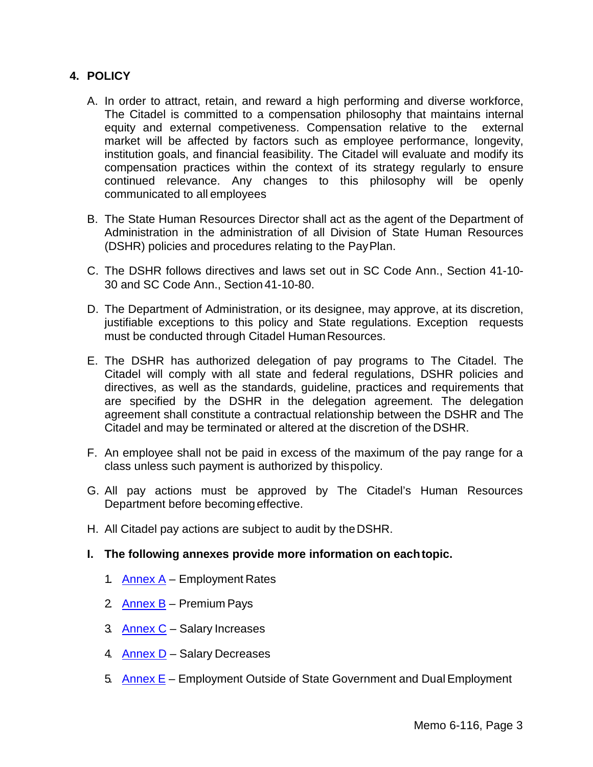## 4. POLICY

A. In order to attract, retain, and reward a high performing and diverse workforce, The Citadel is committed to a compensation philosophy that maintains internal equity and external competiveness. Compensation relative to the external market will be affected by factors such as employee performance, longevity, institution goals, and financial feasibility. The Citadel will evaluate and modify its compensation practices within the context of its strategy regularly to ensure continued relevance. Any changes to this philosophy will be openly communicated to all employees

B. The State Human Resources Director shall act as the agent of the Department of Administration in the administration of all Division of State Human Resources (DSHR) policies and procedures relating to the Pay Plan.

C. The DSHR follows directives and laws set out in SC Code Ann., Section 41-10-30 and SC Code Ann., Section 41-10-80.

D. The Department of Administration, or its designee, may approve, at its discretion, justifiable exceptions to this policy and State regulations. Exception requests must be conducted through Citadel Human Resources.

E. The DSHR has authorized delegation of pay programs to The Citadel. The Citadel will comply with all state and federal regulations, DSHR policies and directives, as well as the standards, guideline, practices and requirements that are specified by the DSHR in the delegation agreement. The delegation agreement shall constitute a contractual relationship between the DSHR and The Citadel and may be terminated or altered at the discretion of the DSHR.

F. An employee shall not be paid in excess of the maximum of the pay range for a class unless such payment is authorized by this policy.

G. All pay actions must be approved by The Citadel's Human Resources Department before becoming effective.

H. All Citadel pay actions are subject to audit by the DSHR.

**I. The following annexes provide more information on each topic.**

1. Annex A – Employment Rates
2. Annex B – Premium Pays
3. Annex C – Salary Increases
4. Annex D – Salary Decreases
5. Annex E – Employment Outside of State Government and Dual Employment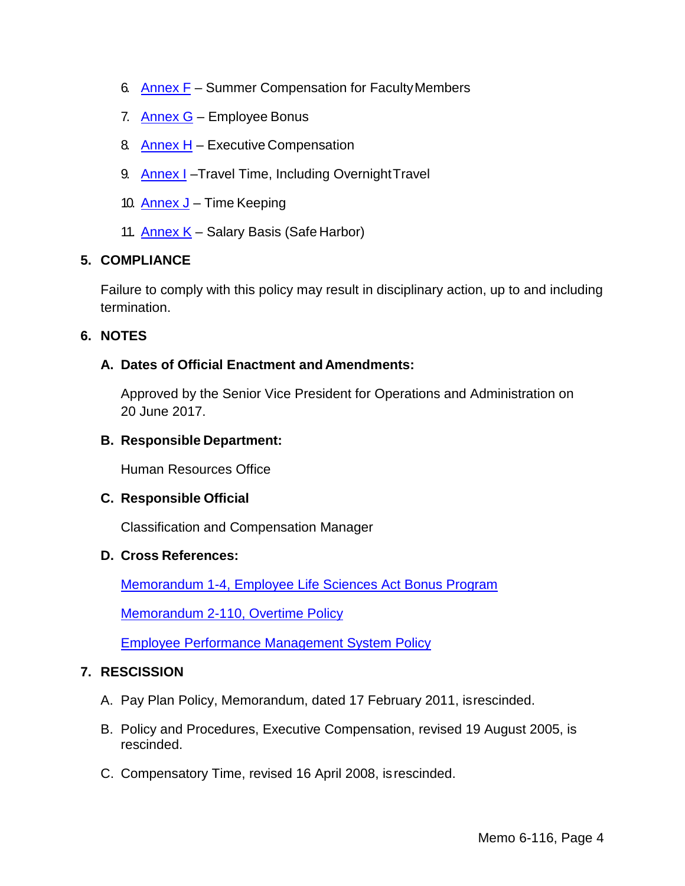6. Annex F – Summer Compensation for Faculty Members

7. Annex G – Employee Bonus

8. Annex H – Executive Compensation

9. Annex I –Travel Time, Including Overnight Travel

10. Annex J – Time Keeping

11. Annex K – Salary Basis (Safe Harbor)

## 5. COMPLIANCE

Failure to comply with this policy may result in disciplinary action, up to and including termination.

## 6. NOTES

### A. Dates of Official Enactment and Amendments:

Approved by the Senior Vice President for Operations and Administration on 20 June 2017.

### B. Responsible Department:

Human Resources Office

### C. Responsible Official

Classification and Compensation Manager

### D. Cross References:

Memorandum 1-4, Employee Life Sciences Act Bonus Program

Memorandum 2-110, Overtime Policy

Employee Performance Management System Policy

## 7. RESCISSION

A. Pay Plan Policy, Memorandum, dated 17 February 2011, is rescinded.

B. Policy and Procedures, Executive Compensation, revised 19 August 2005, is rescinded.

C. Compensatory Time, revised 16 April 2008, is rescinded.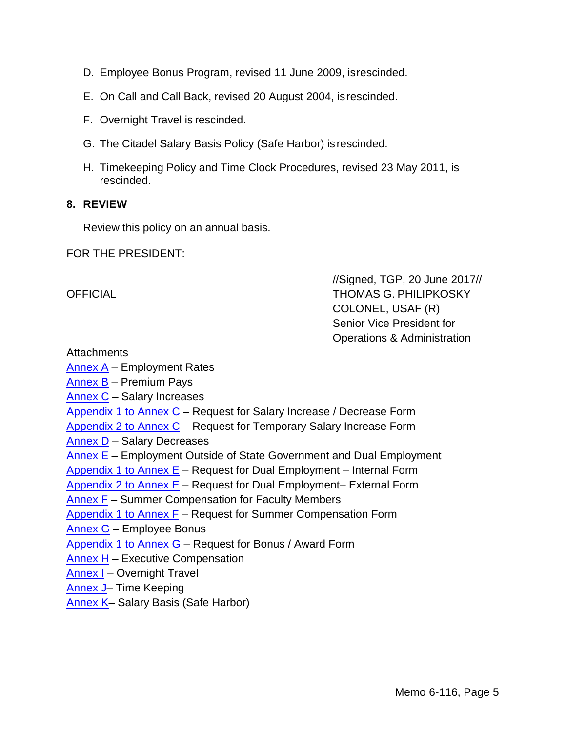D. Employee Bonus Program, revised 11 June 2009, is rescinded.

E. On Call and Call Back, revised 20 August 2004, is rescinded.

F. Overnight Travel is rescinded.

G. The Citadel Salary Basis Policy (Safe Harbor) is rescinded.

H. Timekeeping Policy and Time Clock Procedures, revised 23 May 2011, is rescinded.

**8. REVIEW**

Review this policy on an annual basis.

FOR THE PRESIDENT:

//Signed, TGP, 20 June 2017//

OFFICIAL

THOMAS G. PHILIPKOSKY
COLONEL, USAF (R)
Senior Vice President for
Operations & Administration

Attachments

Annex A – Employment Rates
Annex B – Premium Pays
Annex C – Salary Increases
Appendix 1 to Annex C – Request for Salary Increase / Decrease Form
Appendix 2 to Annex C – Request for Temporary Salary Increase Form
Annex D – Salary Decreases
Annex E – Employment Outside of State Government and Dual Employment
Appendix 1 to Annex E – Request for Dual Employment – Internal Form
Appendix 2 to Annex E – Request for Dual Employment– External Form
Annex F – Summer Compensation for Faculty Members
Appendix 1 to Annex F – Request for Summer Compensation Form
Annex G – Employee Bonus
Appendix 1 to Annex G – Request for Bonus / Award Form
Annex H – Executive Compensation
Annex I – Overnight Travel
Annex J– Time Keeping
Annex K– Salary Basis (Safe Harbor)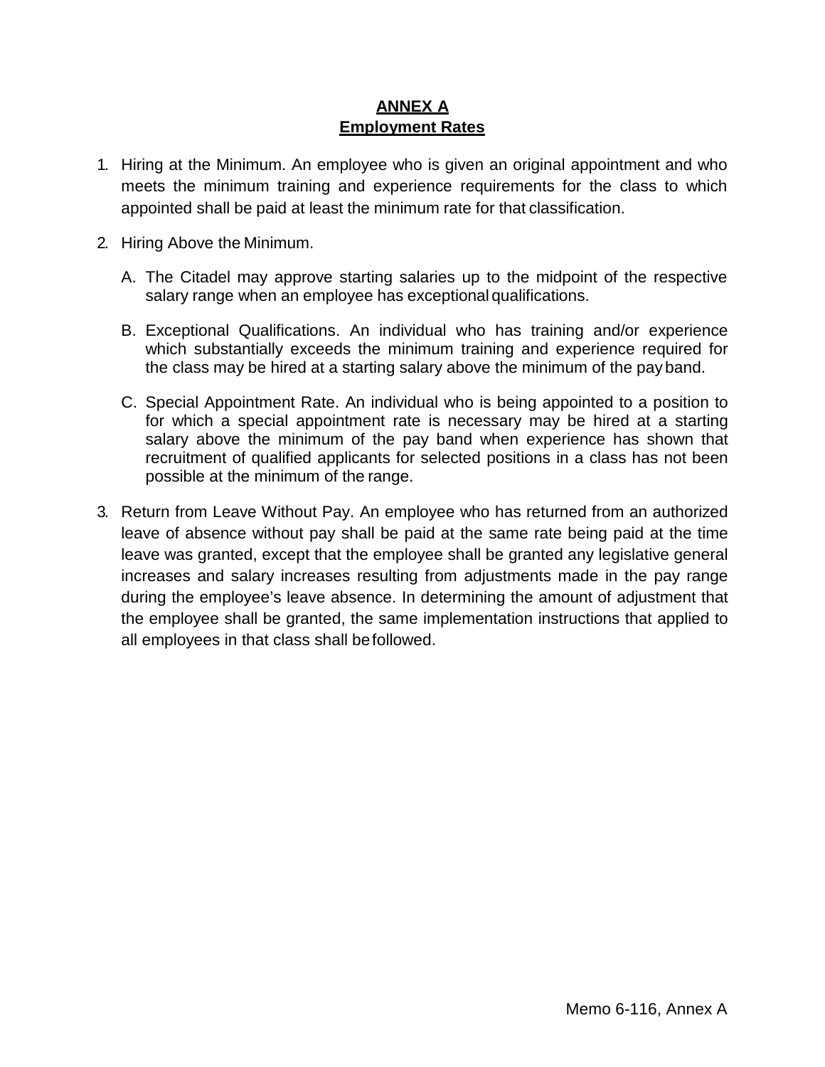**ANNEX A**
**Employment Rates**

1. Hiring at the Minimum. An employee who is given an original appointment and who meets the minimum training and experience requirements for the class to which appointed shall be paid at least the minimum rate for that classification.

2. Hiring Above the Minimum.

   A. The Citadel may approve starting salaries up to the midpoint of the respective salary range when an employee has exceptional qualifications.

   B. Exceptional Qualifications. An individual who has training and/or experience which substantially exceeds the minimum training and experience required for the class may be hired at a starting salary above the minimum of the pay band.

   C. Special Appointment Rate. An individual who is being appointed to a position to for which a special appointment rate is necessary may be hired at a starting salary above the minimum of the pay band when experience has shown that recruitment of qualified applicants for selected positions in a class has not been possible at the minimum of the range.

3. Return from Leave Without Pay. An employee who has returned from an authorized leave of absence without pay shall be paid at the same rate being paid at the time leave was granted, except that the employee shall be granted any legislative general increases and salary increases resulting from adjustments made in the pay range during the employee's leave absence. In determining the amount of adjustment that the employee shall be granted, the same implementation instructions that applied to all employees in that class shall be followed.

Memo 6-116, Annex A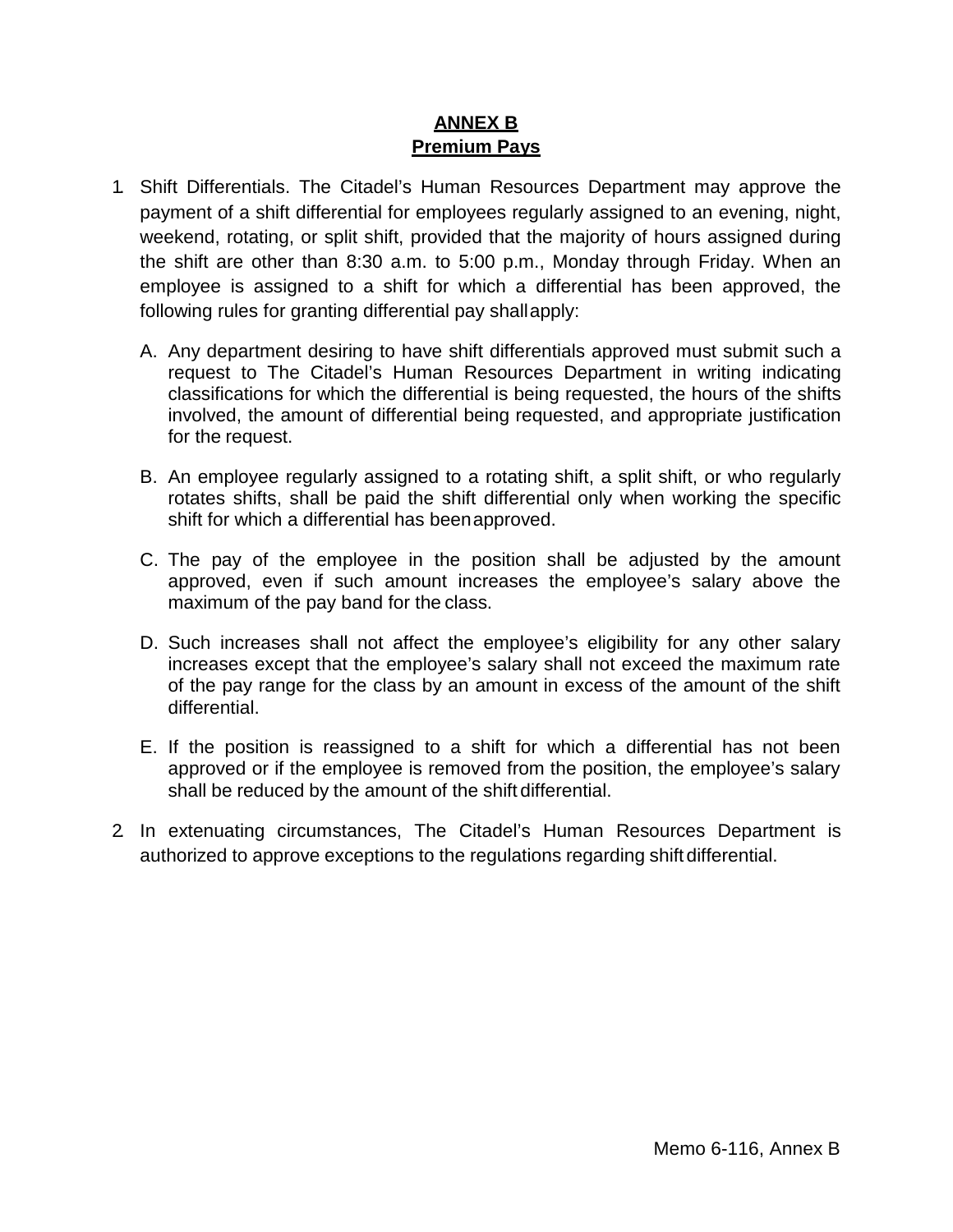# ANNEX B
## Premium Pays

1. Shift Differentials. The Citadel's Human Resources Department may approve the payment of a shift differential for employees regularly assigned to an evening, night, weekend, rotating, or split shift, provided that the majority of hours assigned during the shift are other than 8:30 a.m. to 5:00 p.m., Monday through Friday. When an employee is assigned to a shift for which a differential has been approved, the following rules for granting differential pay shall apply:

   A. Any department desiring to have shift differentials approved must submit such a request to The Citadel's Human Resources Department in writing indicating classifications for which the differential is being requested, the hours of the shifts involved, the amount of differential being requested, and appropriate justification for the request.

   B. An employee regularly assigned to a rotating shift, a split shift, or who regularly rotates shifts, shall be paid the shift differential only when working the specific shift for which a differential has been approved.

   C. The pay of the employee in the position shall be adjusted by the amount approved, even if such amount increases the employee's salary above the maximum of the pay band for the class.

   D. Such increases shall not affect the employee's eligibility for any other salary increases except that the employee's salary shall not exceed the maximum rate of the pay range for the class by an amount in excess of the amount of the shift differential.

   E. If the position is reassigned to a shift for which a differential has not been approved or if the employee is removed from the position, the employee's salary shall be reduced by the amount of the shift differential.

2. In extenuating circumstances, The Citadel's Human Resources Department is authorized to approve exceptions to the regulations regarding shift differential.

Memo 6-116, Annex B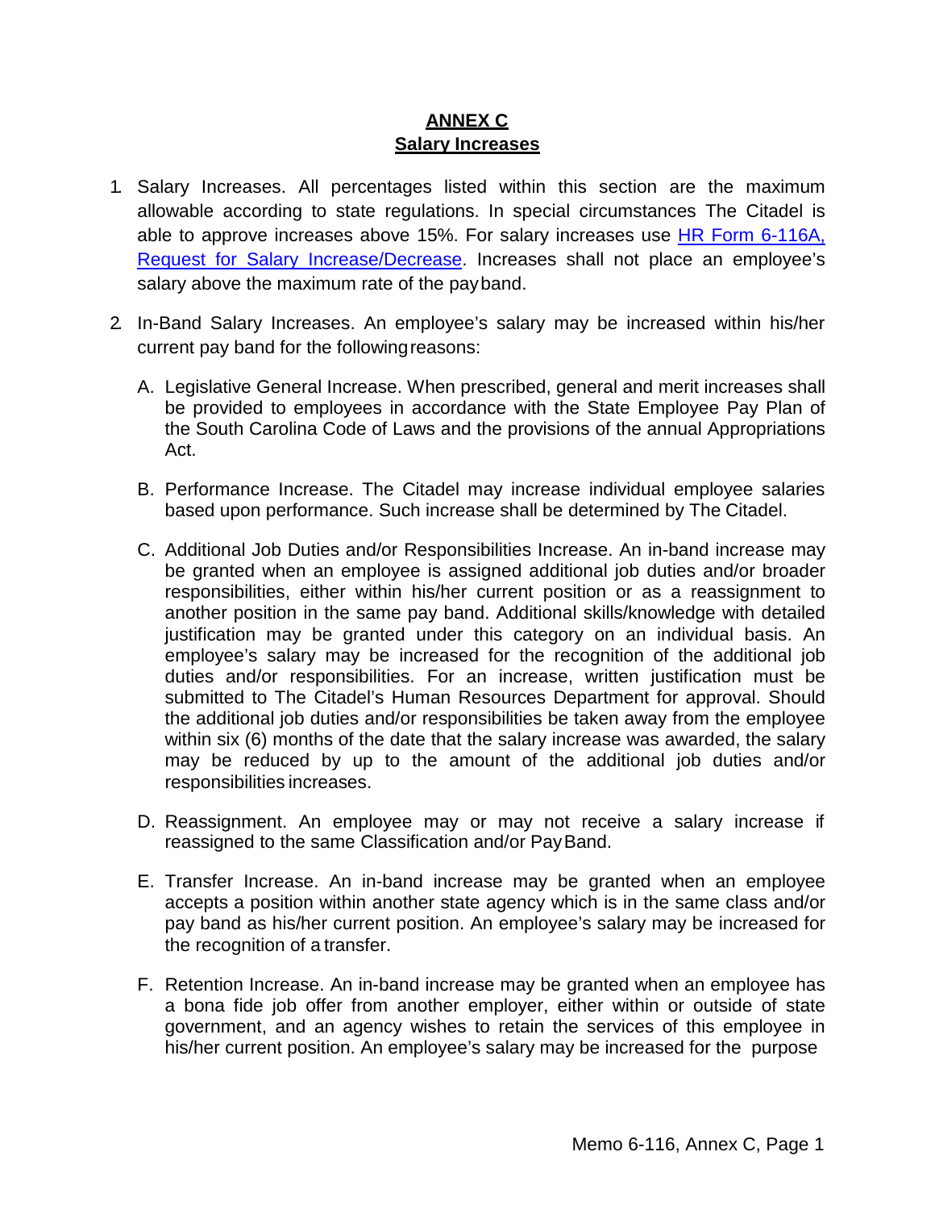**ANNEX C**
**Salary Increases**

1. Salary Increases. All percentages listed within this section are the maximum allowable according to state regulations. In special circumstances The Citadel is able to approve increases above 15%. For salary increases use [HR Form 6-116A, Request for Salary Increase/Decrease](). Increases shall not place an employee's salary above the maximum rate of the pay band.

2. In-Band Salary Increases. An employee's salary may be increased within his/her current pay band for the following reasons:

   A. Legislative General Increase. When prescribed, general and merit increases shall be provided to employees in accordance with the State Employee Pay Plan of the South Carolina Code of Laws and the provisions of the annual Appropriations Act.

   B. Performance Increase. The Citadel may increase individual employee salaries based upon performance. Such increase shall be determined by The Citadel.

   C. Additional Job Duties and/or Responsibilities Increase. An in-band increase may be granted when an employee is assigned additional job duties and/or broader responsibilities, either within his/her current position or as a reassignment to another position in the same pay band. Additional skills/knowledge with detailed justification may be granted under this category on an individual basis. An employee's salary may be increased for the recognition of the additional job duties and/or responsibilities. For an increase, written justification must be submitted to The Citadel's Human Resources Department for approval. Should the additional job duties and/or responsibilities be taken away from the employee within six (6) months of the date that the salary increase was awarded, the salary may be reduced by up to the amount of the additional job duties and/or responsibilities increases.

   D. Reassignment. An employee may or may not receive a salary increase if reassigned to the same Classification and/or Pay Band.

   E. Transfer Increase. An in-band increase may be granted when an employee accepts a position within another state agency which is in the same class and/or pay band as his/her current position. An employee's salary may be increased for the recognition of a transfer.

   F. Retention Increase. An in-band increase may be granted when an employee has a bona fide job offer from another employer, either within or outside of state government, and an agency wishes to retain the services of this employee in his/her current position. An employee's salary may be increased for the purpose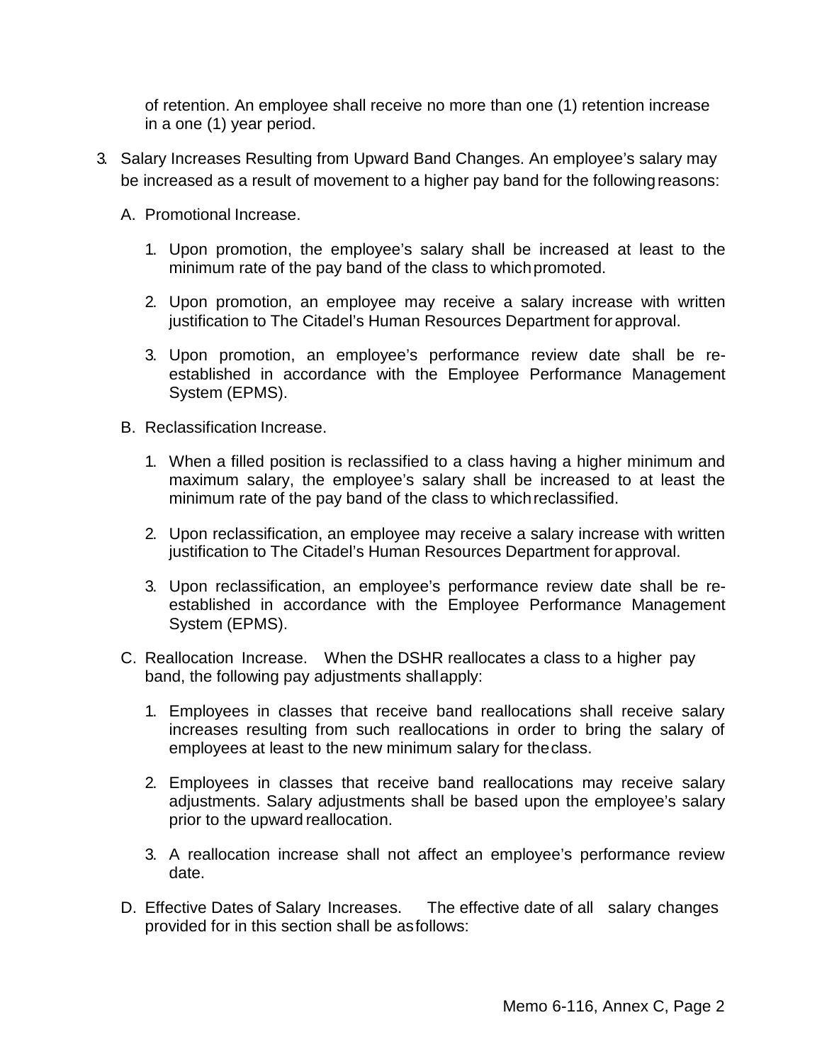of retention. An employee shall receive no more than one (1) retention increase in a one (1) year period.

3. Salary Increases Resulting from Upward Band Changes. An employee's salary may be increased as a result of movement to a higher pay band for the following reasons:

   A. Promotional Increase.

      1. Upon promotion, the employee's salary shall be increased at least to the minimum rate of the pay band of the class to which promoted.

      2. Upon promotion, an employee may receive a salary increase with written justification to The Citadel's Human Resources Department for approval.

      3. Upon promotion, an employee's performance review date shall be re-established in accordance with the Employee Performance Management System (EPMS).

   B. Reclassification Increase.

      1. When a filled position is reclassified to a class having a higher minimum and maximum salary, the employee's salary shall be increased to at least the minimum rate of the pay band of the class to which reclassified.

      2. Upon reclassification, an employee may receive a salary increase with written justification to The Citadel's Human Resources Department for approval.

      3. Upon reclassification, an employee's performance review date shall be re-established in accordance with the Employee Performance Management System (EPMS).

   C. Reallocation Increase. When the DSHR reallocates a class to a higher pay band, the following pay adjustments shall apply:

      1. Employees in classes that receive band reallocations shall receive salary increases resulting from such reallocations in order to bring the salary of employees at least to the new minimum salary for the class.

      2. Employees in classes that receive band reallocations may receive salary adjustments. Salary adjustments shall be based upon the employee's salary prior to the upward reallocation.

      3. A reallocation increase shall not affect an employee's performance review date.

   D. Effective Dates of Salary Increases. The effective date of all salary changes provided for in this section shall be as follows: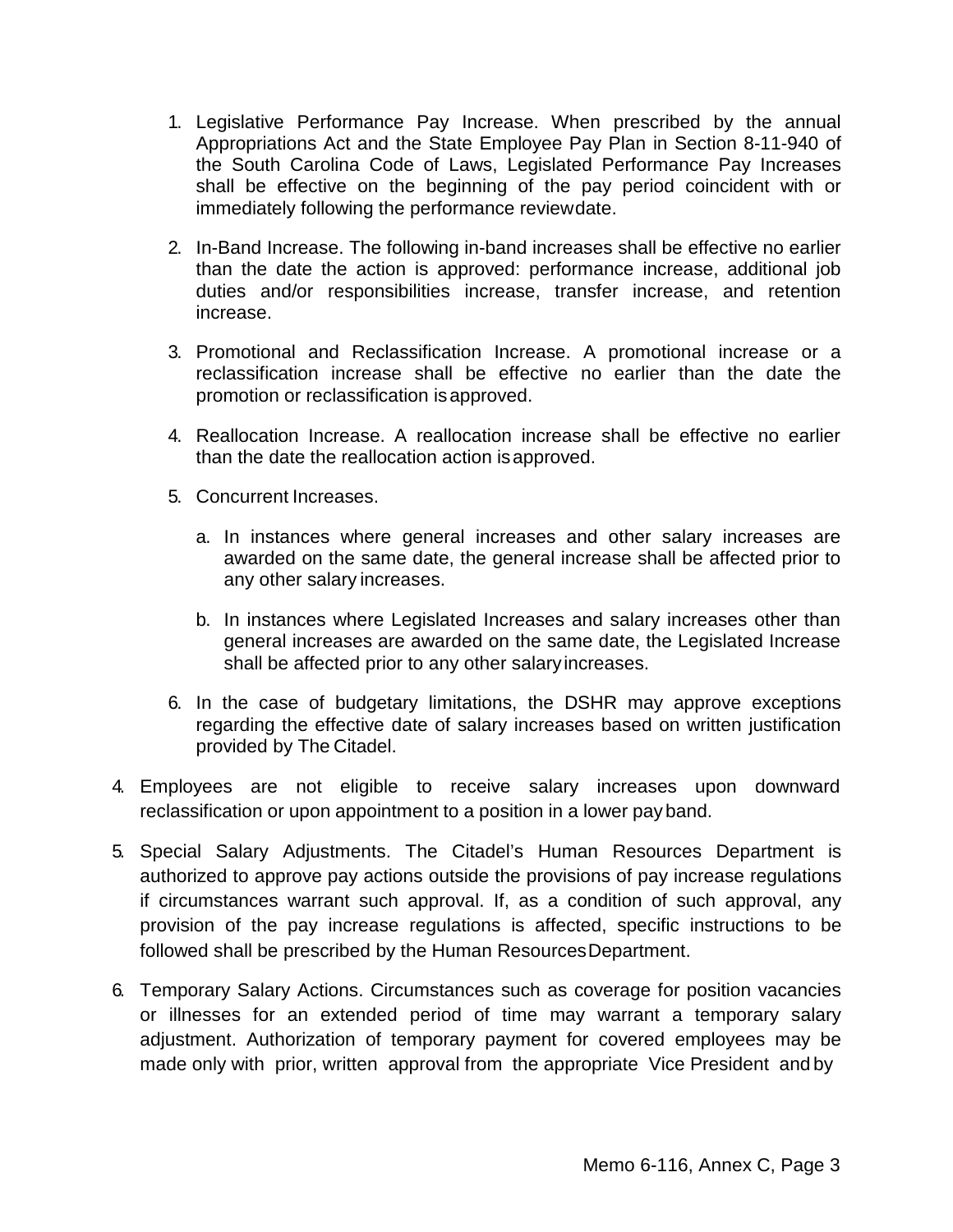1. Legislative Performance Pay Increase. When prescribed by the annual Appropriations Act and the State Employee Pay Plan in Section 8-11-940 of the South Carolina Code of Laws, Legislated Performance Pay Increases shall be effective on the beginning of the pay period coincident with or immediately following the performance review date.

2. In-Band Increase. The following in-band increases shall be effective no earlier than the date the action is approved: performance increase, additional job duties and/or responsibilities increase, transfer increase, and retention increase.

3. Promotional and Reclassification Increase. A promotional increase or a reclassification increase shall be effective no earlier than the date the promotion or reclassification is approved.

4. Reallocation Increase. A reallocation increase shall be effective no earlier than the date the reallocation action is approved.

5. Concurrent Increases.

   a. In instances where general increases and other salary increases are awarded on the same date, the general increase shall be affected prior to any other salary increases.

   b. In instances where Legislated Increases and salary increases other than general increases are awarded on the same date, the Legislated Increase shall be affected prior to any other salary increases.

6. In the case of budgetary limitations, the DSHR may approve exceptions regarding the effective date of salary increases based on written justification provided by The Citadel.

4. Employees are not eligible to receive salary increases upon downward reclassification or upon appointment to a position in a lower pay band.

5. Special Salary Adjustments. The Citadel's Human Resources Department is authorized to approve pay actions outside the provisions of pay increase regulations if circumstances warrant such approval. If, as a condition of such approval, any provision of the pay increase regulations is affected, specific instructions to be followed shall be prescribed by the Human Resources Department.

6. Temporary Salary Actions. Circumstances such as coverage for position vacancies or illnesses for an extended period of time may warrant a temporary salary adjustment. Authorization of temporary payment for covered employees may be made only with prior, written approval from the appropriate Vice President and by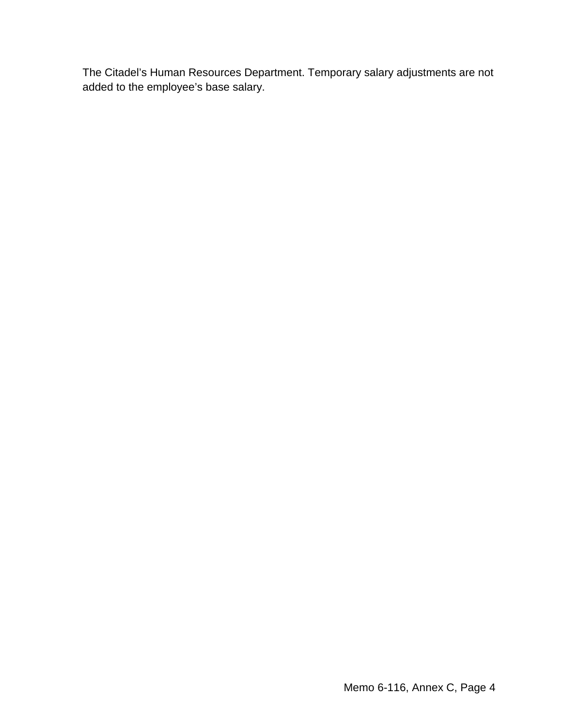The Citadel’s Human Resources Department. Temporary salary adjustments are not added to the employee’s base salary.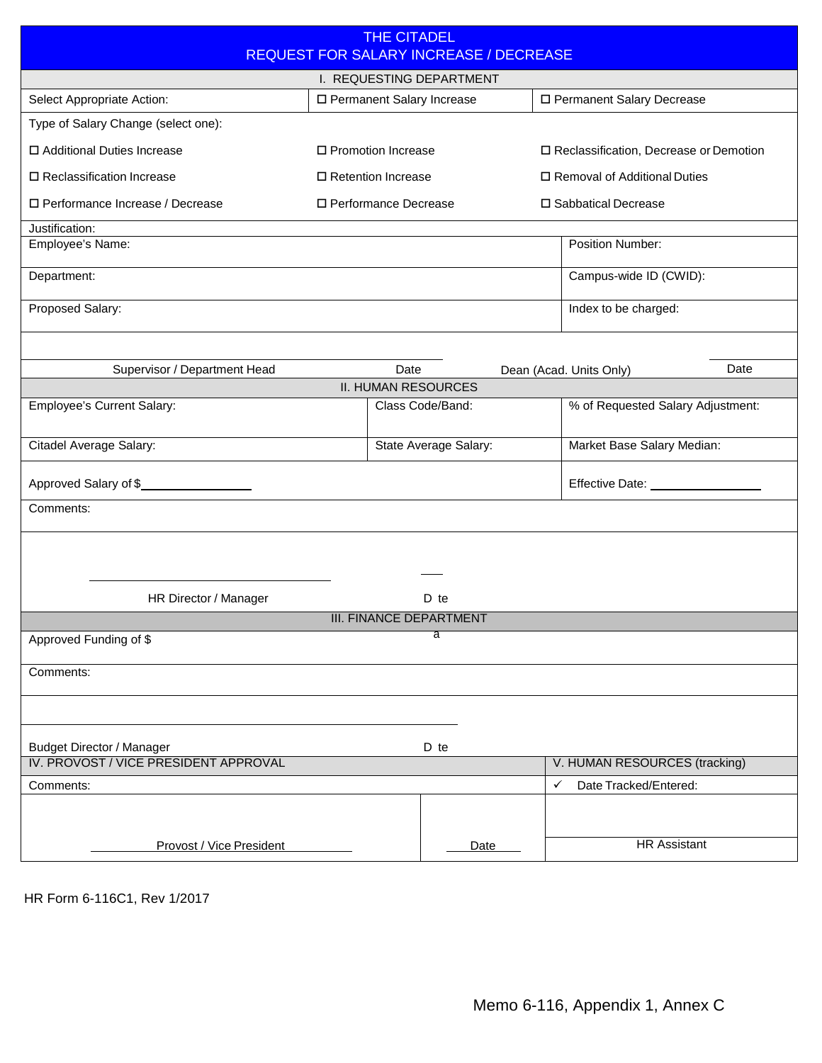# THE CITADEL
## REQUEST FOR SALARY INCREASE / DECREASE

### I. REQUESTING DEPARTMENT

| Select Appropriate Action: | ☐ Permanent Salary Increase | ☐ Permanent Salary Decrease |
|---|---|---|
| Type of Salary Change (select one): | | |
| ☐ Additional Duties Increase | ☐ Promotion Increase | ☐ Reclassification, Decrease or Demotion |
| ☐ Reclassification Increase | ☐ Retention Increase | ☐ Removal of Additional Duties |
| ☐ Performance Increase / Decrease | ☐ Performance Decrease | ☐ Sabbatical Decrease |

Justification:

| Employee's Name: | Position Number: |
|---|---|
| Department: | Campus-wide ID (CWID): |
| Proposed Salary: | Index to be charged: |

Supervisor / Department Head &nbsp;&nbsp;&nbsp; Date &nbsp;&nbsp;&nbsp; Dean (Acad. Units Only) &nbsp;&nbsp;&nbsp; Date

### II. HUMAN RESOURCES

| Employee's Current Salary: | Class Code/Band: | % of Requested Salary Adjustment: |
|---|---|---|
| Citadel Average Salary: | State Average Salary: | Market Base Salary Median: |

Approved Salary of $________________ &nbsp;&nbsp;&nbsp; Effective Date: ________________

Comments:

HR Director / Manager &nbsp;&nbsp;&nbsp; Date

### III. FINANCE DEPARTMENT

Approved Funding of $

Comments:

Budget Director / Manager &nbsp;&nbsp;&nbsp; Date

| IV. PROVOST / VICE PRESIDENT APPROVAL | | V. HUMAN RESOURCES (tracking) |
|---|---|---|
| Comments: | | ✓ Date Tracked/Entered: |
| Provost / Vice President | Date | HR Assistant |

HR Form 6-116C1, Rev 1/2017

Memo 6-116, Appendix 1, Annex C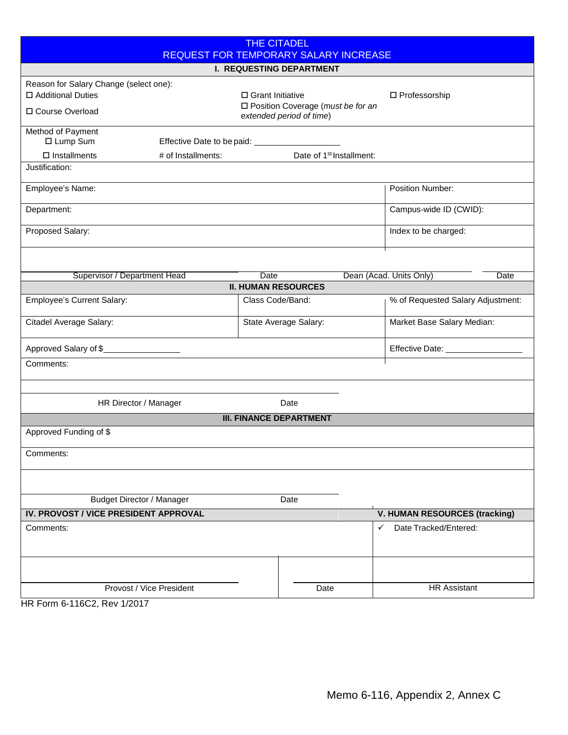# THE CITADEL
## REQUEST FOR TEMPORARY SALARY INCREASE

### I. REQUESTING DEPARTMENT

Reason for Salary Change (select one):

- ☐ Additional Duties
- ☐ Course Overload
- ☐ Grant Initiative
- ☐ Position Coverage (*must be for an extended period of time*)
- ☐ Professorship

Method of Payment

- ☐ Lump Sum — Effective Date to be paid: ____________________
- ☐ Installments — # of Installments: Date of 1st Installment:

Justification:

| Employee's Name: | Position Number: |
|---|---|
| Department: | Campus-wide ID (CWID): |
| Proposed Salary: | Index to be charged: |

| Supervisor / Department Head | Date | Dean (Acad. Units Only) | Date |
|---|---|---|---|

### II. HUMAN RESOURCES

| Employee's Current Salary: | Class Code/Band: | % of Requested Salary Adjustment: |
|---|---|---|
| Citadel Average Salary: | State Average Salary: | Market Base Salary Median: |

Approved Salary of $__________________ Effective Date: __________________

Comments:

| HR Director / Manager | Date |
|---|---|

### III. FINANCE DEPARTMENT

Approved Funding of $

Comments:

| Budget Director / Manager | Date |
|---|---|

### IV. PROVOST / VICE PRESIDENT APPROVAL

Comments:

| Provost / Vice President | Date |
|---|---|

### V. HUMAN RESOURCES (tracking)

✓ Date Tracked/Entered:

HR Assistant

HR Form 6-116C2, Rev 1/2017

Memo 6-116, Appendix 2, Annex C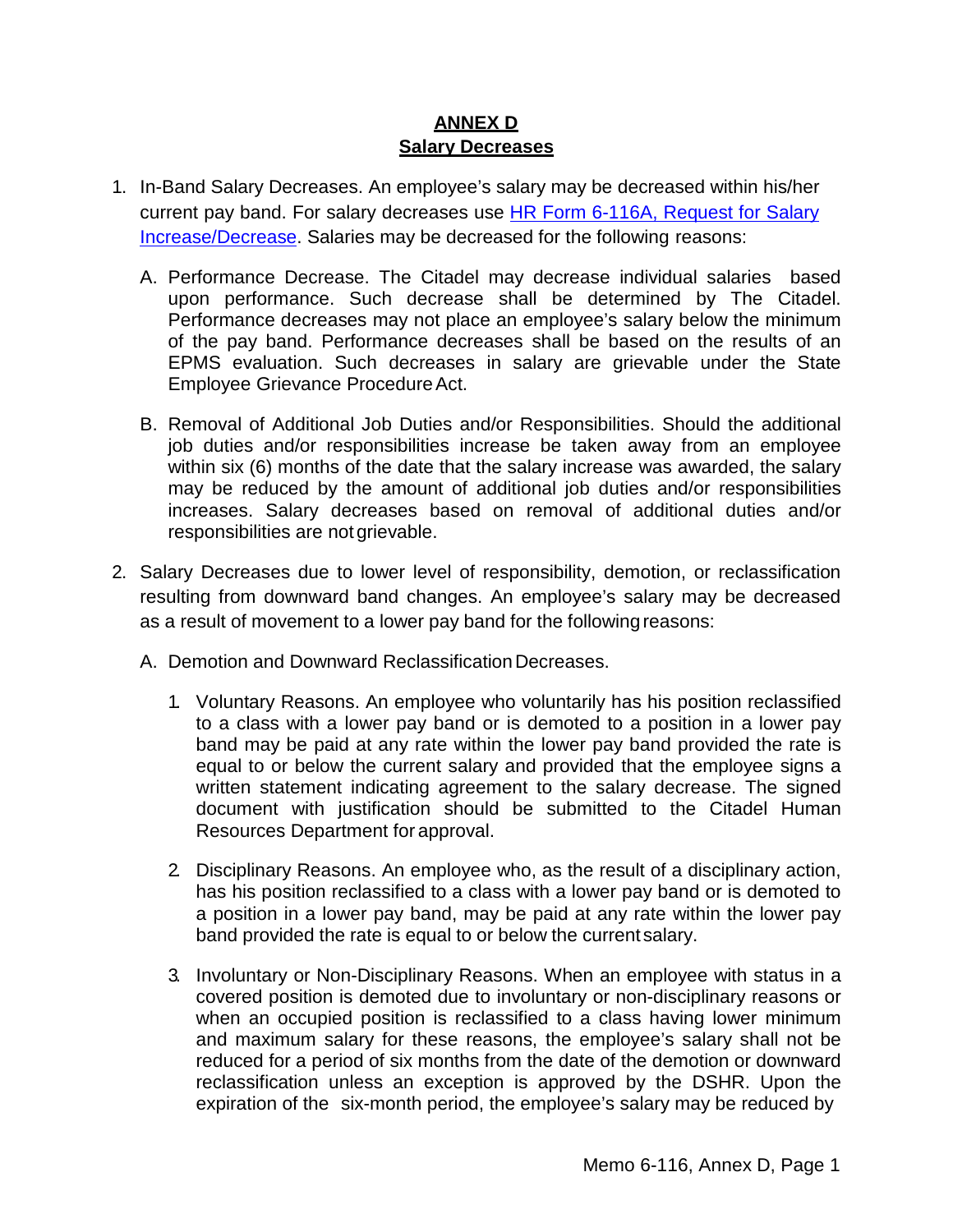## ANNEX D
## Salary Decreases

1. In-Band Salary Decreases. An employee's salary may be decreased within his/her current pay band. For salary decreases use [HR Form 6-116A, Request for Salary Increase/Decrease](). Salaries may be decreased for the following reasons:

   A. Performance Decrease. The Citadel may decrease individual salaries based upon performance. Such decrease shall be determined by The Citadel. Performance decreases may not place an employee's salary below the minimum of the pay band. Performance decreases shall be based on the results of an EPMS evaluation. Such decreases in salary are grievable under the State Employee Grievance Procedure Act.

   B. Removal of Additional Job Duties and/or Responsibilities. Should the additional job duties and/or responsibilities increase be taken away from an employee within six (6) months of the date that the salary increase was awarded, the salary may be reduced by the amount of additional job duties and/or responsibilities increases. Salary decreases based on removal of additional duties and/or responsibilities are not grievable.

2. Salary Decreases due to lower level of responsibility, demotion, or reclassification resulting from downward band changes. An employee's salary may be decreased as a result of movement to a lower pay band for the following reasons:

   A. Demotion and Downward Reclassification Decreases.

      1. Voluntary Reasons. An employee who voluntarily has his position reclassified to a class with a lower pay band or is demoted to a position in a lower pay band may be paid at any rate within the lower pay band provided the rate is equal to or below the current salary and provided that the employee signs a written statement indicating agreement to the salary decrease. The signed document with justification should be submitted to the Citadel Human Resources Department for approval.

      2. Disciplinary Reasons. An employee who, as the result of a disciplinary action, has his position reclassified to a class with a lower pay band or is demoted to a position in a lower pay band, may be paid at any rate within the lower pay band provided the rate is equal to or below the current salary.

      3. Involuntary or Non-Disciplinary Reasons. When an employee with status in a covered position is demoted due to involuntary or non-disciplinary reasons or when an occupied position is reclassified to a class having lower minimum and maximum salary for these reasons, the employee's salary shall not be reduced for a period of six months from the date of the demotion or downward reclassification unless an exception is approved by the DSHR. Upon the expiration of the six-month period, the employee's salary may be reduced by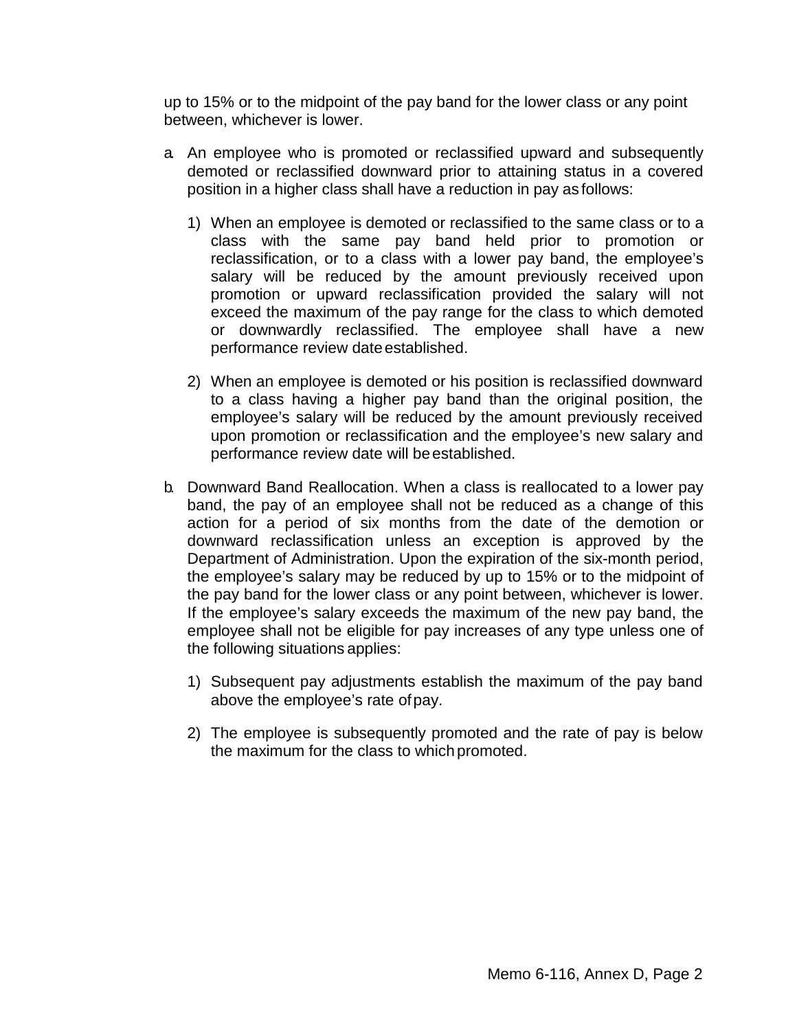up to 15% or to the midpoint of the pay band for the lower class or any point between, whichever is lower.

a. An employee who is promoted or reclassified upward and subsequently demoted or reclassified downward prior to attaining status in a covered position in a higher class shall have a reduction in pay as follows:

   1) When an employee is demoted or reclassified to the same class or to a class with the same pay band held prior to promotion or reclassification, or to a class with a lower pay band, the employee's salary will be reduced by the amount previously received upon promotion or upward reclassification provided the salary will not exceed the maximum of the pay range for the class to which demoted or downwardly reclassified. The employee shall have a new performance review date established.

   2) When an employee is demoted or his position is reclassified downward to a class having a higher pay band than the original position, the employee's salary will be reduced by the amount previously received upon promotion or reclassification and the employee's new salary and performance review date will be established.

b. Downward Band Reallocation. When a class is reallocated to a lower pay band, the pay of an employee shall not be reduced as a change of this action for a period of six months from the date of the demotion or downward reclassification unless an exception is approved by the Department of Administration. Upon the expiration of the six-month period, the employee's salary may be reduced by up to 15% or to the midpoint of the pay band for the lower class or any point between, whichever is lower. If the employee's salary exceeds the maximum of the new pay band, the employee shall not be eligible for pay increases of any type unless one of the following situations applies:

   1) Subsequent pay adjustments establish the maximum of the pay band above the employee's rate of pay.

   2) The employee is subsequently promoted and the rate of pay is below the maximum for the class to which promoted.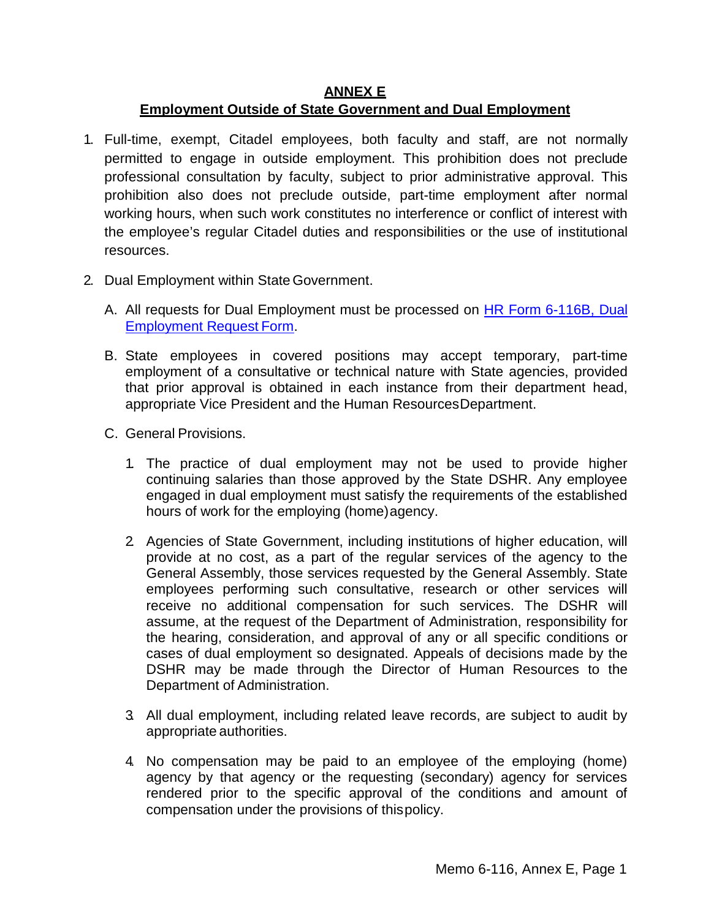## ANNEX E
## Employment Outside of State Government and Dual Employment

1. Full-time, exempt, Citadel employees, both faculty and staff, are not normally permitted to engage in outside employment. This prohibition does not preclude professional consultation by faculty, subject to prior administrative approval. This prohibition also does not preclude outside, part-time employment after normal working hours, when such work constitutes no interference or conflict of interest with the employee's regular Citadel duties and responsibilities or the use of institutional resources.

2. Dual Employment within State Government.

   A. All requests for Dual Employment must be processed on [HR Form 6-116B, Dual Employment Request Form](#).

   B. State employees in covered positions may accept temporary, part-time employment of a consultative or technical nature with State agencies, provided that prior approval is obtained in each instance from their department head, appropriate Vice President and the Human Resources Department.

   C. General Provisions.

      1. The practice of dual employment may not be used to provide higher continuing salaries than those approved by the State DSHR. Any employee engaged in dual employment must satisfy the requirements of the established hours of work for the employing (home) agency.

      2. Agencies of State Government, including institutions of higher education, will provide at no cost, as a part of the regular services of the agency to the General Assembly, those services requested by the General Assembly. State employees performing such consultative, research or other services will receive no additional compensation for such services. The DSHR will assume, at the request of the Department of Administration, responsibility for the hearing, consideration, and approval of any or all specific conditions or cases of dual employment so designated. Appeals of decisions made by the DSHR may be made through the Director of Human Resources to the Department of Administration.

      3. All dual employment, including related leave records, are subject to audit by appropriate authorities.

      4. No compensation may be paid to an employee of the employing (home) agency by that agency or the requesting (secondary) agency for services rendered prior to the specific approval of the conditions and amount of compensation under the provisions of this policy.

Memo 6-116, Annex E, Page 1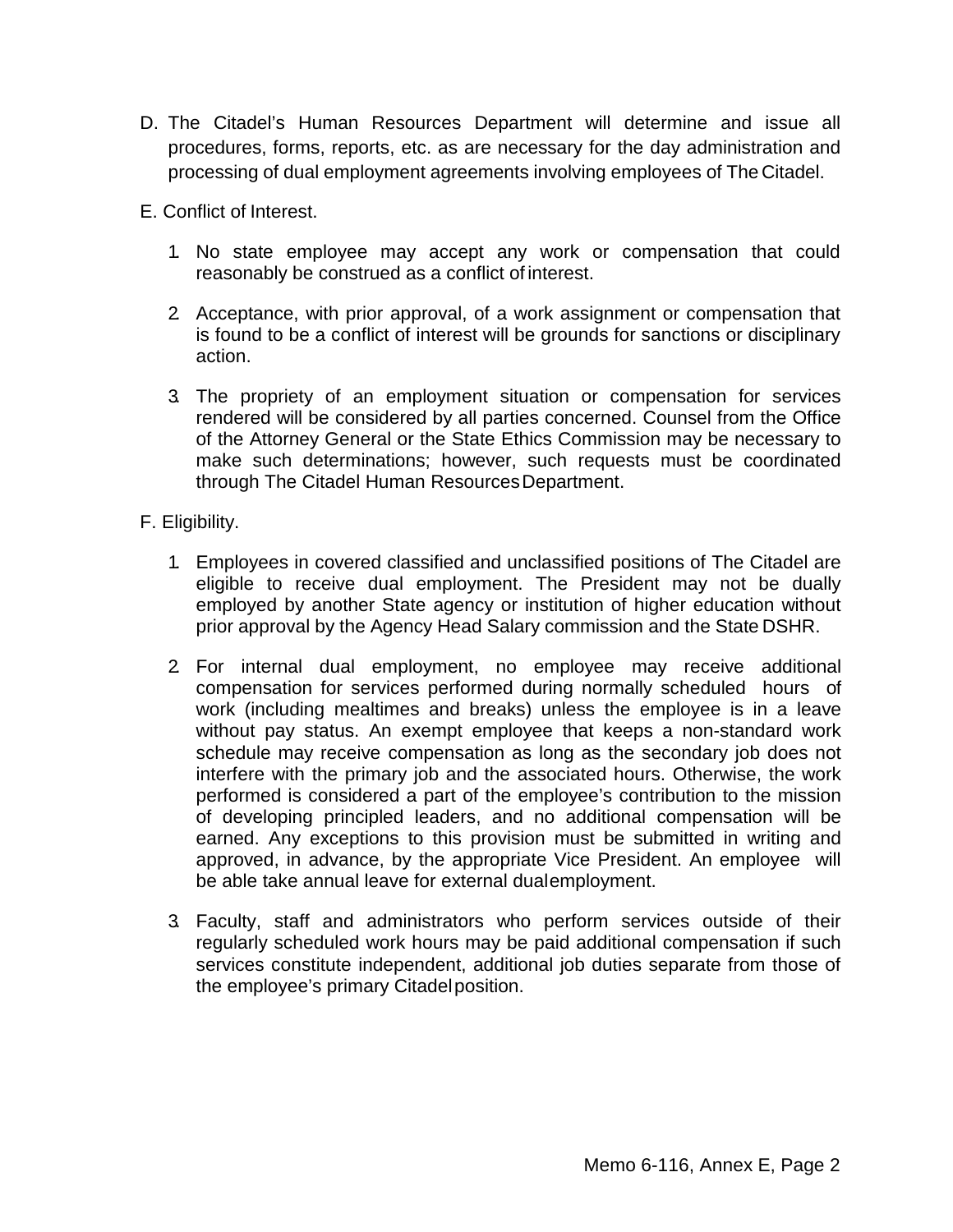D. The Citadel's Human Resources Department will determine and issue all procedures, forms, reports, etc. as are necessary for the day administration and processing of dual employment agreements involving employees of The Citadel.

E. Conflict of Interest.

1. No state employee may accept any work or compensation that could reasonably be construed as a conflict of interest.

2. Acceptance, with prior approval, of a work assignment or compensation that is found to be a conflict of interest will be grounds for sanctions or disciplinary action.

3. The propriety of an employment situation or compensation for services rendered will be considered by all parties concerned. Counsel from the Office of the Attorney General or the State Ethics Commission may be necessary to make such determinations; however, such requests must be coordinated through The Citadel Human Resources Department.

F. Eligibility.

1. Employees in covered classified and unclassified positions of The Citadel are eligible to receive dual employment. The President may not be dually employed by another State agency or institution of higher education without prior approval by the Agency Head Salary commission and the State DSHR.

2. For internal dual employment, no employee may receive additional compensation for services performed during normally scheduled hours of work (including mealtimes and breaks) unless the employee is in a leave without pay status. An exempt employee that keeps a non-standard work schedule may receive compensation as long as the secondary job does not interfere with the primary job and the associated hours. Otherwise, the work performed is considered a part of the employee's contribution to the mission of developing principled leaders, and no additional compensation will be earned. Any exceptions to this provision must be submitted in writing and approved, in advance, by the appropriate Vice President. An employee will be able take annual leave for external dual employment.

3. Faculty, staff and administrators who perform services outside of their regularly scheduled work hours may be paid additional compensation if such services constitute independent, additional job duties separate from those of the employee's primary Citadel position.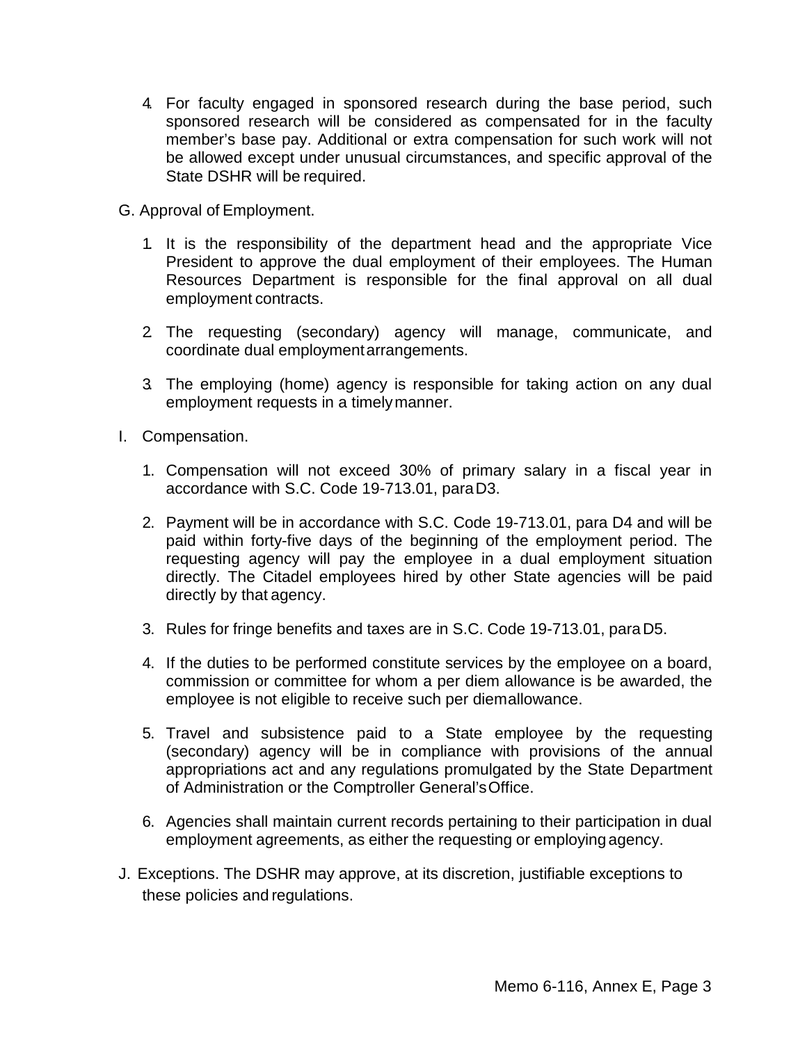4. For faculty engaged in sponsored research during the base period, such sponsored research will be considered as compensated for in the faculty member's base pay. Additional or extra compensation for such work will not be allowed except under unusual circumstances, and specific approval of the State DSHR will be required.

G. Approval of Employment.

1. It is the responsibility of the department head and the appropriate Vice President to approve the dual employment of their employees. The Human Resources Department is responsible for the final approval on all dual employment contracts.

2. The requesting (secondary) agency will manage, communicate, and coordinate dual employment arrangements.

3. The employing (home) agency is responsible for taking action on any dual employment requests in a timely manner.

I. Compensation.

1. Compensation will not exceed 30% of primary salary in a fiscal year in accordance with S.C. Code 19-713.01, para D3.

2. Payment will be in accordance with S.C. Code 19-713.01, para D4 and will be paid within forty-five days of the beginning of the employment period. The requesting agency will pay the employee in a dual employment situation directly. The Citadel employees hired by other State agencies will be paid directly by that agency.

3. Rules for fringe benefits and taxes are in S.C. Code 19-713.01, para D5.

4. If the duties to be performed constitute services by the employee on a board, commission or committee for whom a per diem allowance is be awarded, the employee is not eligible to receive such per diem allowance.

5. Travel and subsistence paid to a State employee by the requesting (secondary) agency will be in compliance with provisions of the annual appropriations act and any regulations promulgated by the State Department of Administration or the Comptroller General's Office.

6. Agencies shall maintain current records pertaining to their participation in dual employment agreements, as either the requesting or employing agency.

J. Exceptions. The DSHR may approve, at its discretion, justifiable exceptions to these policies and regulations.

Memo 6-116, Annex E, Page 3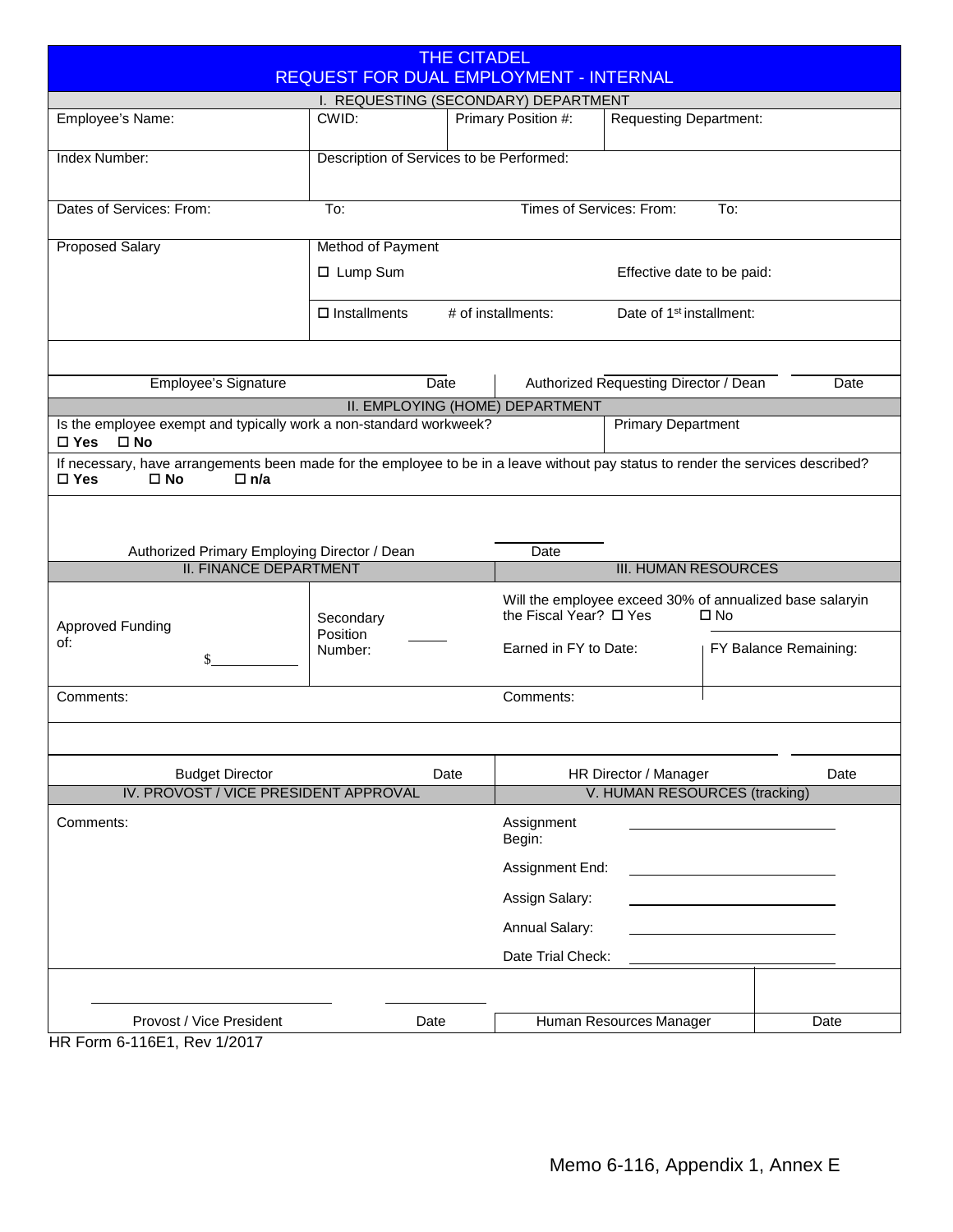# THE CITADEL
## REQUEST FOR DUAL EMPLOYMENT - INTERNAL

### I. REQUESTING (SECONDARY) DEPARTMENT

| Employee's Name: | CWID: | Primary Position #: | Requesting Department: |
|---|---|---|---|
| Index Number: | Description of Services to be Performed: | | |
| Dates of Services: From: | To: | Times of Services: From: | To: |

| Proposed Salary | Method of Payment | | |
|---|---|---|---|
| | ☐ Lump Sum | | Effective date to be paid: |
| | ☐ Installments | # of installments: | Date of 1st installment: |

| Employee's Signature | Date | Authorized Requesting Director / Dean | Date |
|---|---|---|---|

### II. EMPLOYING (HOME) DEPARTMENT

Is the employee exempt and typically work a non-standard workweek?
☐ Yes ☐ No

Primary Department

If necessary, have arrangements been made for the employee to be in a leave without pay status to render the services described?
☐ Yes ☐ No ☐ n/a

| Authorized Primary Employing Director / Dean | Date |
|---|---|

| II. FINANCE DEPARTMENT | | III. HUMAN RESOURCES | |
|---|---|---|---|
| Approved Funding of: $\_\_\_\_\_\_\_\_\_\_ | Secondary Position Number: \_\_\_\_ | Will the employee exceed 30% of annualized base salaryin the Fiscal Year? ☐ Yes ☐ No | |
| | | Earned in FY to Date: | FY Balance Remaining: |
| Comments: | | Comments: | |
| Budget Director | Date | HR Director / Manager | Date |

| IV. PROVOST / VICE PRESIDENT APPROVAL | | V. HUMAN RESOURCES (tracking) | |
|---|---|---|---|
| Comments: | | Assignment Begin: \_\_\_\_\_\_\_\_\_\_ | |
| | | Assignment End: \_\_\_\_\_\_\_\_\_\_ | |
| | | Assign Salary: \_\_\_\_\_\_\_\_\_\_ | |
| | | Annual Salary: \_\_\_\_\_\_\_\_\_\_ | |
| | | Date Trial Check: \_\_\_\_\_\_\_\_\_\_ | |
| Provost / Vice President | Date | Human Resources Manager | Date |

HR Form 6-116E1, Rev 1/2017

Memo 6-116, Appendix 1, Annex E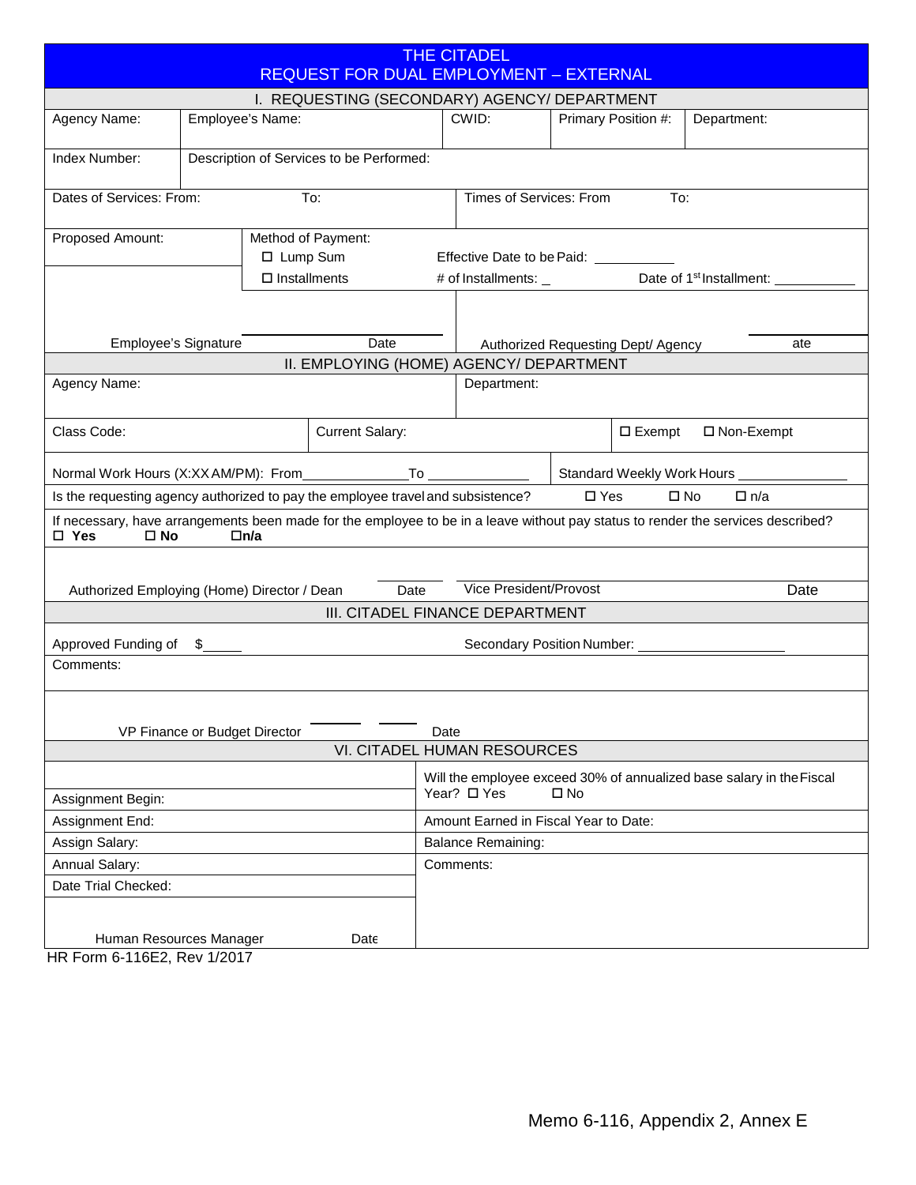# THE CITADEL
## REQUEST FOR DUAL EMPLOYMENT – EXTERNAL

### I. REQUESTING (SECONDARY) AGENCY/ DEPARTMENT

| Agency Name: | Employee's Name: | CWID: | Primary Position #: | Department: |
|---|---|---|---|---|
| Index Number: | Description of Services to be Performed: | | | |

Dates of Services: From: To: | Times of Services: From To:

Proposed Amount:

Method of Payment:
- ☐ Lump Sum — Effective Date to be Paid: ___________
- ☐ Installments — # of Installments: _ Date of 1st Installment: ___________

Employee's Signature ____________ Date

Authorized Requesting Dept/ Agency ____________ ate

### II. EMPLOYING (HOME) AGENCY/ DEPARTMENT

| Agency Name: | | Department: | |
|---|---|---|---|
| Class Code: | Current Salary: | ☐ Exempt | ☐ Non-Exempt |

Normal Work Hours (X:XX AM/PM): From_____________To _____________ | Standard Weekly Work Hours ______________

Is the requesting agency authorized to pay the employee travel and subsistence? ☐ Yes ☐ No ☐ n/a

If necessary, have arrangements been made for the employee to be in a leave without pay status to render the services described?
**☐ Yes ☐ No ☐n/a**

Authorized Employing (Home) Director / Dean ____________ Date

Vice President/Provost ____________ Date

### III. CITADEL FINANCE DEPARTMENT

Approved Funding of $_____ Secondary Position Number: ___________________

Comments:

VP Finance or Budget Director ______ ______ Date

### VI. CITADEL HUMAN RESOURCES

| | |
|---|---|
| Assignment Begin: | Will the employee exceed 30% of annualized base salary in the Fiscal Year? ☐ Yes ☐ No |
| Assignment End: | Amount Earned in Fiscal Year to Date: |
| Assign Salary: | Balance Remaining: |
| Annual Salary: | Comments: |
| Date Trial Checked: | |

Human Resources Manager ____________ Date

HR Form 6-116E2, Rev 1/2017

Memo 6-116, Appendix 2, Annex E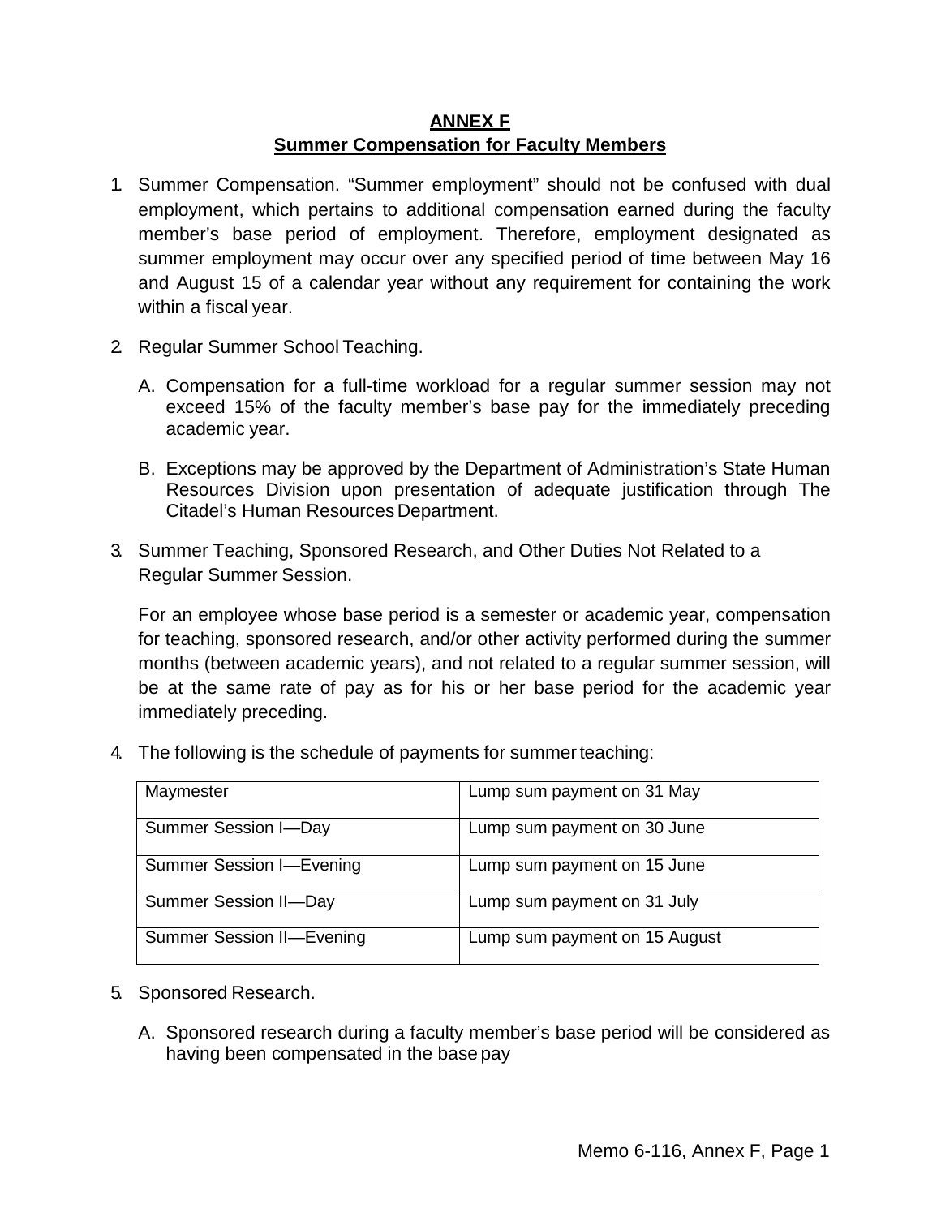# ANNEX F
## Summer Compensation for Faculty Members

1. Summer Compensation. “Summer employment” should not be confused with dual employment, which pertains to additional compensation earned during the faculty member’s base period of employment. Therefore, employment designated as summer employment may occur over any specified period of time between May 16 and August 15 of a calendar year without any requirement for containing the work within a fiscal year.

2. Regular Summer School Teaching.

   A. Compensation for a full-time workload for a regular summer session may not exceed 15% of the faculty member’s base pay for the immediately preceding academic year.

   B. Exceptions may be approved by the Department of Administration’s State Human Resources Division upon presentation of adequate justification through The Citadel’s Human Resources Department.

3. Summer Teaching, Sponsored Research, and Other Duties Not Related to a Regular Summer Session.

   For an employee whose base period is a semester or academic year, compensation for teaching, sponsored research, and/or other activity performed during the summer months (between academic years), and not related to a regular summer session, will be at the same rate of pay as for his or her base period for the academic year immediately preceding.

4. The following is the schedule of payments for summer teaching:

| | |
|---|---|
| Maymester | Lump sum payment on 31 May |
| Summer Session I—Day | Lump sum payment on 30 June |
| Summer Session I—Evening | Lump sum payment on 15 June |
| Summer Session II—Day | Lump sum payment on 31 July |
| Summer Session II—Evening | Lump sum payment on 15 August |

5. Sponsored Research.

   A. Sponsored research during a faculty member’s base period will be considered as having been compensated in the base pay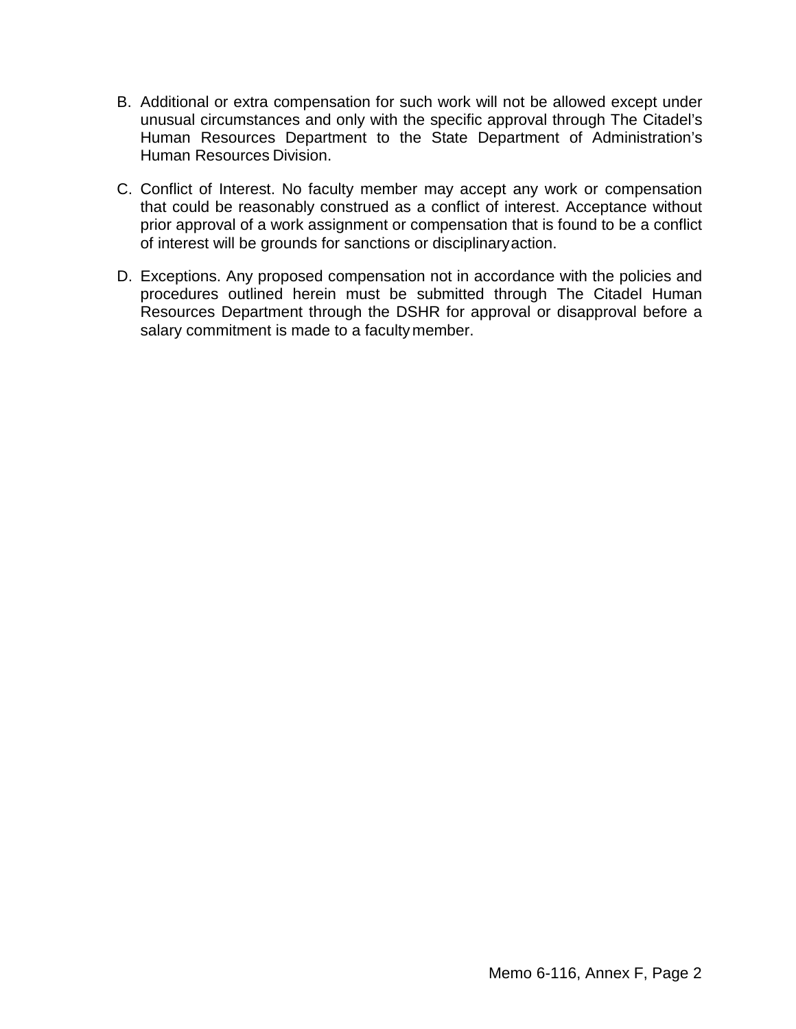B. Additional or extra compensation for such work will not be allowed except under unusual circumstances and only with the specific approval through The Citadel's Human Resources Department to the State Department of Administration's Human Resources Division.

C. Conflict of Interest. No faculty member may accept any work or compensation that could be reasonably construed as a conflict of interest. Acceptance without prior approval of a work assignment or compensation that is found to be a conflict of interest will be grounds for sanctions or disciplinary action.

D. Exceptions. Any proposed compensation not in accordance with the policies and procedures outlined herein must be submitted through The Citadel Human Resources Department through the DSHR for approval or disapproval before a salary commitment is made to a faculty member.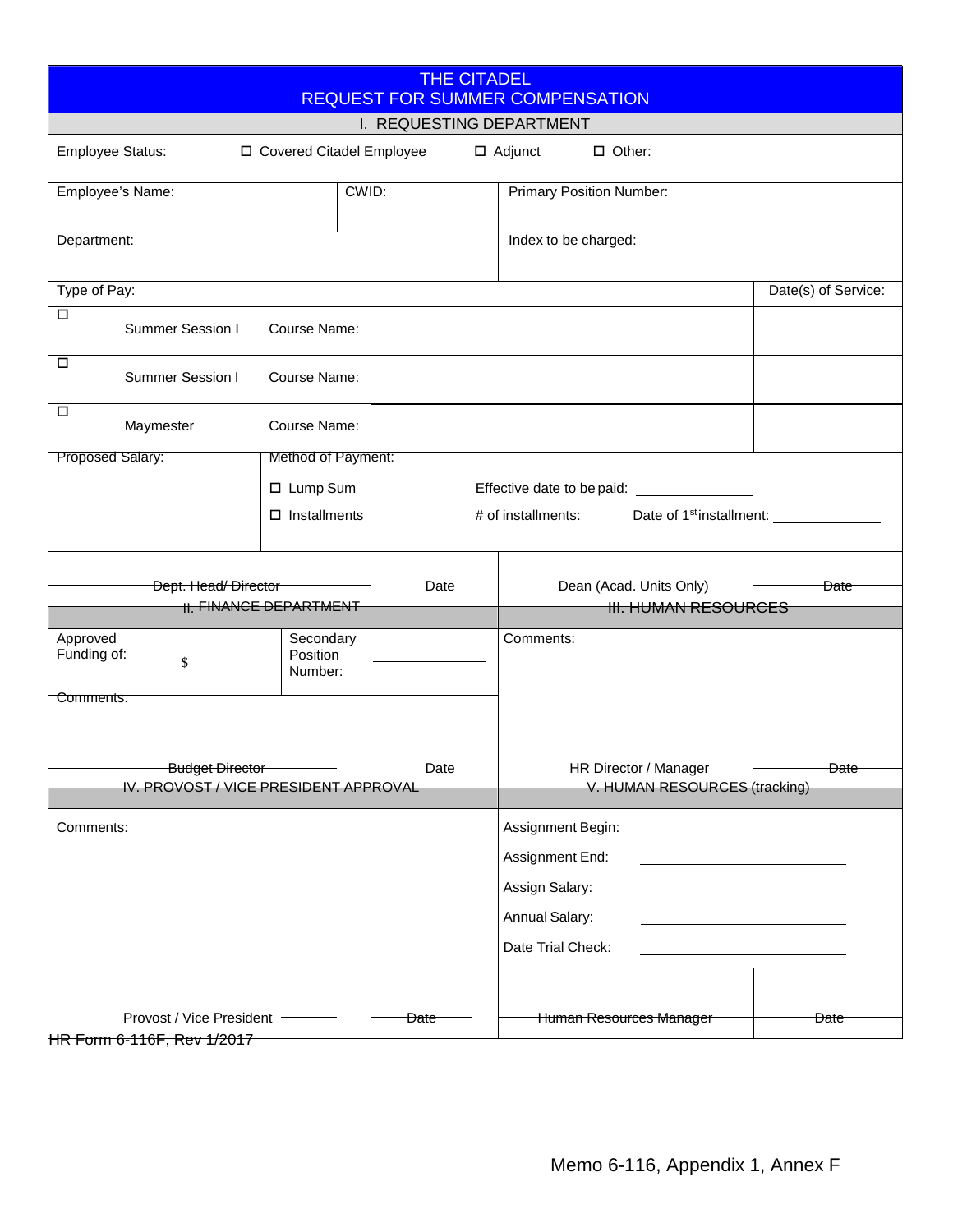# THE CITADEL
# REQUEST FOR SUMMER COMPENSATION

## I. REQUESTING DEPARTMENT

Employee Status: ☐ Covered Citadel Employee ☐ Adjunct ☐ Other: ____________

| Employee's Name: | CWID: | Primary Position Number: |
|---|---|---|

| Department: | Index to be charged: |
|---|---|

| Type of Pay: | | Date(s) of Service: |
|---|---|---|
| ☐ Summer Session I | Course Name: | |
| ☐ Summer Session I | Course Name: | |
| ☐ Maymester | Course Name: | |

Proposed Salary:

Method of Payment:

☐ Lump Sum Effective date to be paid: ____________

☐ Installments # of installments: Date of 1st installment: ____________

Dept. Head/ Director ____________ Date

Dean (Acad. Units Only) ____________ Date

## II. FINANCE DEPARTMENT

Approved Funding of: $____________

Secondary Position Number: ____________

Comments:

Budget Director ____________ Date

## III. HUMAN RESOURCES

Comments:

HR Director / Manager ____________ Date

## IV. PROVOST / VICE PRESIDENT APPROVAL

Comments:

Provost / Vice President ____________ Date

## V. HUMAN RESOURCES (tracking)

Assignment Begin: ____________

Assignment End: ____________

Assign Salary: ____________

Annual Salary: ____________

Date Trial Check: ____________

Human Resources Manager ____________ Date

HR Form 6-116F, Rev 1/2017

Memo 6-116, Appendix 1, Annex F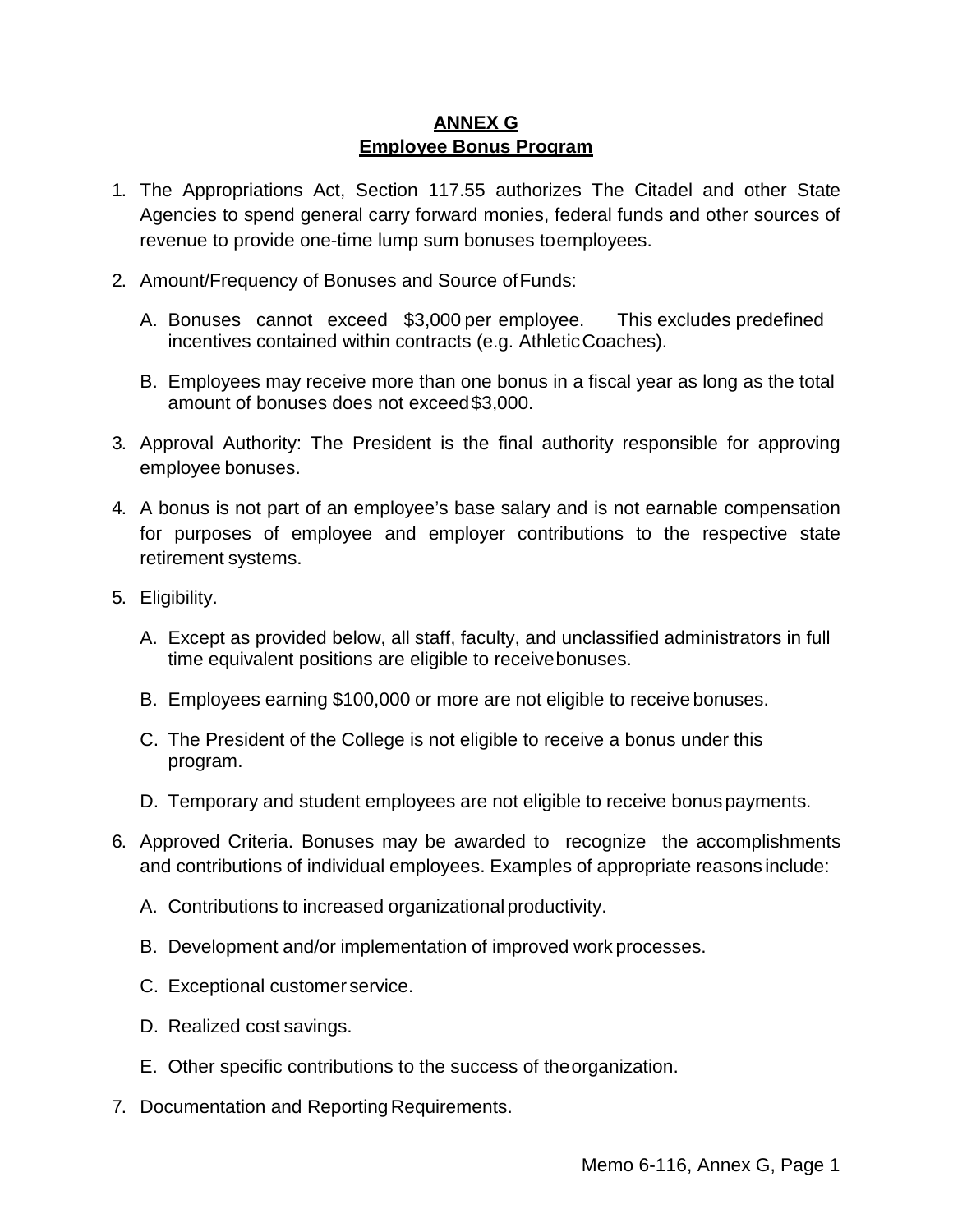# ANNEX G
## Employee Bonus Program

1. The Appropriations Act, Section 117.55 authorizes The Citadel and other State Agencies to spend general carry forward monies, federal funds and other sources of revenue to provide one-time lump sum bonuses to employees.

2. Amount/Frequency of Bonuses and Source of Funds:

   A. Bonuses cannot exceed $3,000 per employee. This excludes predefined incentives contained within contracts (e.g. Athletic Coaches).

   B. Employees may receive more than one bonus in a fiscal year as long as the total amount of bonuses does not exceed $3,000.

3. Approval Authority: The President is the final authority responsible for approving employee bonuses.

4. A bonus is not part of an employee's base salary and is not earnable compensation for purposes of employee and employer contributions to the respective state retirement systems.

5. Eligibility.

   A. Except as provided below, all staff, faculty, and unclassified administrators in full time equivalent positions are eligible to receive bonuses.

   B. Employees earning $100,000 or more are not eligible to receive bonuses.

   C. The President of the College is not eligible to receive a bonus under this program.

   D. Temporary and student employees are not eligible to receive bonus payments.

6. Approved Criteria. Bonuses may be awarded to recognize the accomplishments and contributions of individual employees. Examples of appropriate reasons include:

   A. Contributions to increased organizational productivity.

   B. Development and/or implementation of improved work processes.

   C. Exceptional customer service.

   D. Realized cost savings.

   E. Other specific contributions to the success of the organization.

7. Documentation and Reporting Requirements.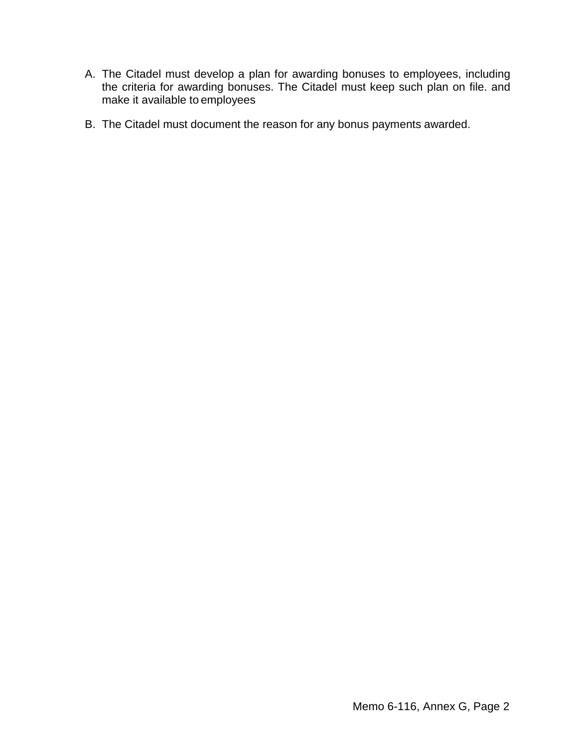A. The Citadel must develop a plan for awarding bonuses to employees, including the criteria for awarding bonuses. The Citadel must keep such plan on file. and make it available to employees

B. The Citadel must document the reason for any bonus payments awarded.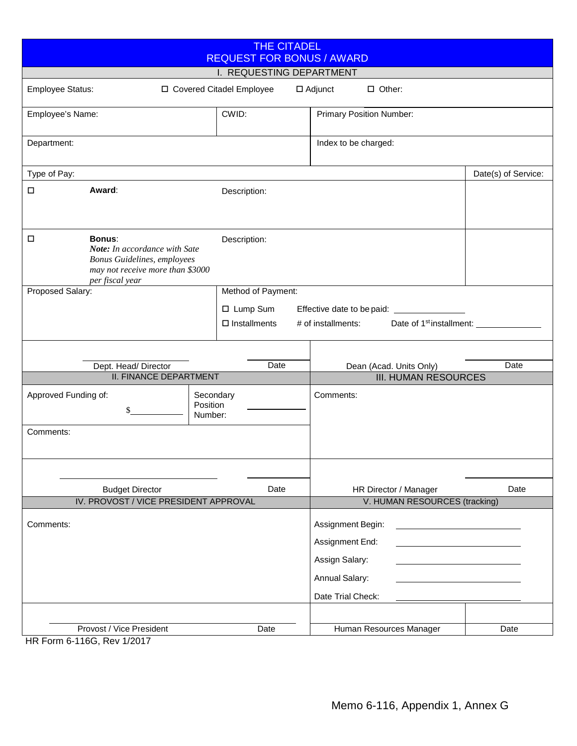# THE CITADEL
# REQUEST FOR BONUS / AWARD

## I. REQUESTING DEPARTMENT

Employee Status: ☐ Covered Citadel Employee ☐ Adjunct ☐ Other:

| Employee's Name: | CWID: | Primary Position Number: |
|---|---|---|
| Department: | | Index to be charged: |

| Type of Pay: | | Date(s) of Service: |
|---|---|---|
| ☐ **Award**: | Description: | |
| ☐ **Bonus**: ***Note:*** *In accordance with Sate Bonus Guidelines, employees may not receive more than $3000 per fiscal year* | Description: | |

Proposed Salary:

Method of Payment:

☐ Lump Sum Effective date to be paid: ______________

☐ Installments # of installments: Date of 1st installment: ______________

| ______________ | ______ | ______________ | ______ |
|---|---|---|---|
| Dept. Head/ Director | Date | Dean (Acad. Units Only) | Date |

## II. FINANCE DEPARTMENT

Approved Funding of: $__________

Secondary Position Number: __________

Comments:

| ______________ | ______ |
|---|---|
| Budget Director | Date |

## III. HUMAN RESOURCES

Comments:

| ______________ | ______ |
|---|---|
| HR Director / Manager | Date |

## IV. PROVOST / VICE PRESIDENT APPROVAL

Comments:

| ______________ | ______ |
|---|---|
| Provost / Vice President | Date |

## V. HUMAN RESOURCES (tracking)

Assignment Begin: ______________

Assignment End: ______________

Assign Salary: ______________

Annual Salary: ______________

Date Trial Check: ______________

| ______________ | ______ |
|---|---|
| Human Resources Manager | Date |

HR Form 6-116G, Rev 1/2017

Memo 6-116, Appendix 1, Annex G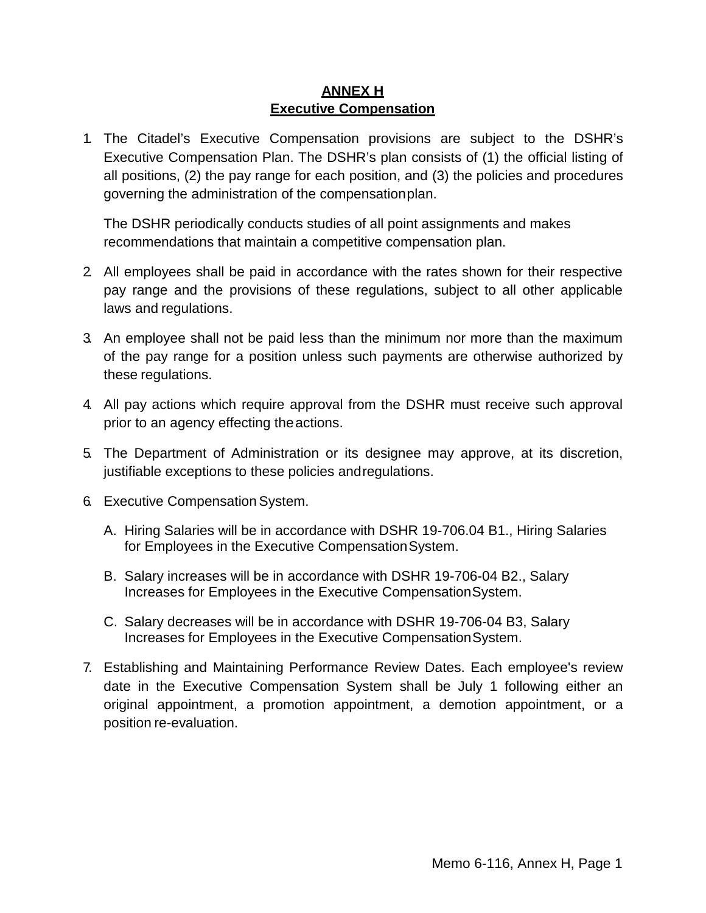# ANNEX H
## Executive Compensation

1. The Citadel's Executive Compensation provisions are subject to the DSHR's Executive Compensation Plan. The DSHR's plan consists of (1) the official listing of all positions, (2) the pay range for each position, and (3) the policies and procedures governing the administration of the compensation plan.

   The DSHR periodically conducts studies of all point assignments and makes recommendations that maintain a competitive compensation plan.

2. All employees shall be paid in accordance with the rates shown for their respective pay range and the provisions of these regulations, subject to all other applicable laws and regulations.

3. An employee shall not be paid less than the minimum nor more than the maximum of the pay range for a position unless such payments are otherwise authorized by these regulations.

4. All pay actions which require approval from the DSHR must receive such approval prior to an agency effecting the actions.

5. The Department of Administration or its designee may approve, at its discretion, justifiable exceptions to these policies and regulations.

6. Executive Compensation System.

   A. Hiring Salaries will be in accordance with DSHR 19-706.04 B1., Hiring Salaries for Employees in the Executive Compensation System.

   B. Salary increases will be in accordance with DSHR 19-706-04 B2., Salary Increases for Employees in the Executive Compensation System.

   C. Salary decreases will be in accordance with DSHR 19-706-04 B3, Salary Increases for Employees in the Executive Compensation System.

7. Establishing and Maintaining Performance Review Dates. Each employee's review date in the Executive Compensation System shall be July 1 following either an original appointment, a promotion appointment, a demotion appointment, or a position re-evaluation.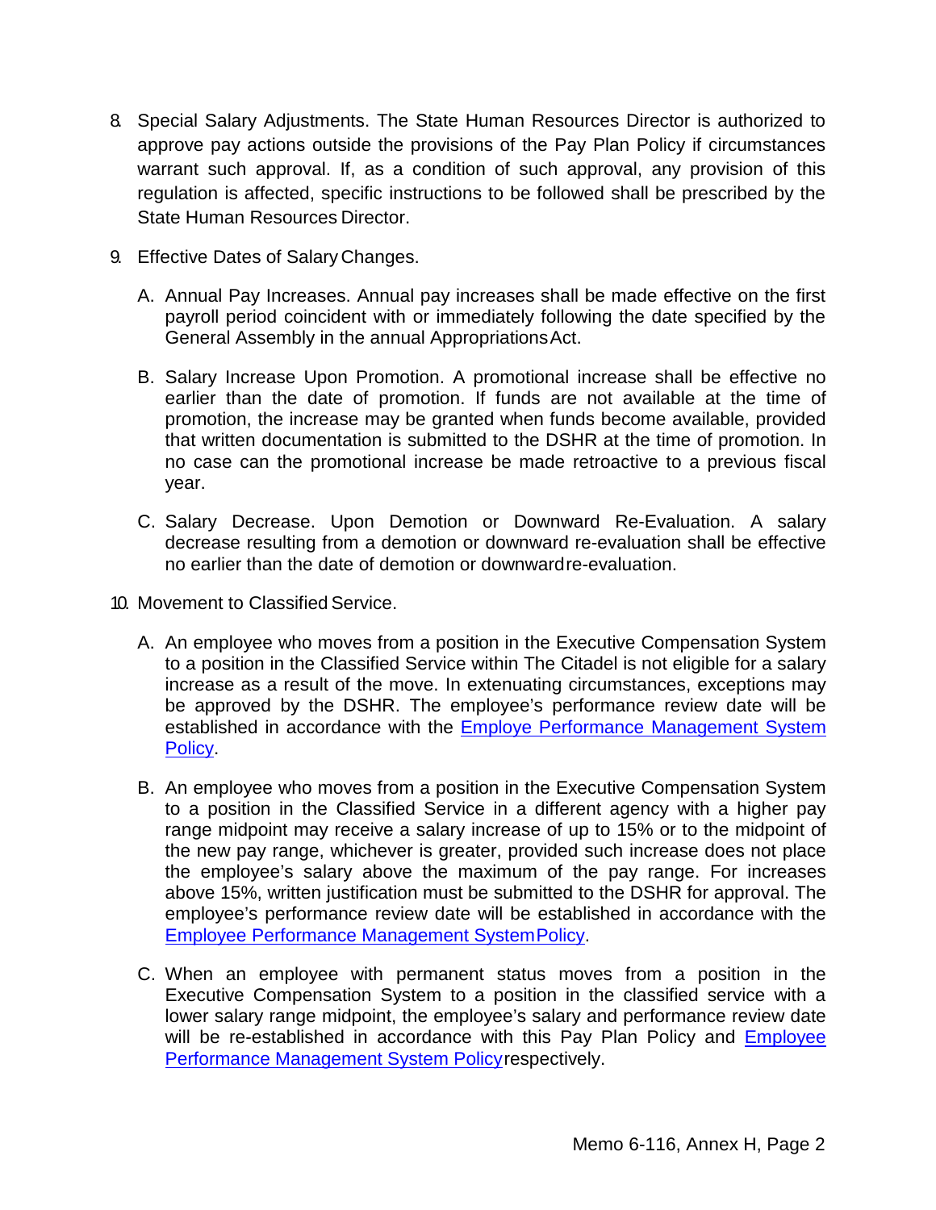8. Special Salary Adjustments. The State Human Resources Director is authorized to approve pay actions outside the provisions of the Pay Plan Policy if circumstances warrant such approval. If, as a condition of such approval, any provision of this regulation is affected, specific instructions to be followed shall be prescribed by the State Human Resources Director.

9. Effective Dates of Salary Changes.

   A. Annual Pay Increases. Annual pay increases shall be made effective on the first payroll period coincident with or immediately following the date specified by the General Assembly in the annual Appropriations Act.

   B. Salary Increase Upon Promotion. A promotional increase shall be effective no earlier than the date of promotion. If funds are not available at the time of promotion, the increase may be granted when funds become available, provided that written documentation is submitted to the DSHR at the time of promotion. In no case can the promotional increase be made retroactive to a previous fiscal year.

   C. Salary Decrease. Upon Demotion or Downward Re-Evaluation. A salary decrease resulting from a demotion or downward re-evaluation shall be effective no earlier than the date of demotion or downward re-evaluation.

10. Movement to Classified Service.

    A. An employee who moves from a position in the Executive Compensation System to a position in the Classified Service within The Citadel is not eligible for a salary increase as a result of the move. In extenuating circumstances, exceptions may be approved by the DSHR. The employee's performance review date will be established in accordance with the Employe Performance Management System Policy.

    B. An employee who moves from a position in the Executive Compensation System to a position in the Classified Service in a different agency with a higher pay range midpoint may receive a salary increase of up to 15% or to the midpoint of the new pay range, whichever is greater, provided such increase does not place the employee's salary above the maximum of the pay range. For increases above 15%, written justification must be submitted to the DSHR for approval. The employee's performance review date will be established in accordance with the Employee Performance Management System Policy.

    C. When an employee with permanent status moves from a position in the Executive Compensation System to a position in the classified service with a lower salary range midpoint, the employee's salary and performance review date will be re-established in accordance with this Pay Plan Policy and Employee Performance Management System Policy respectively.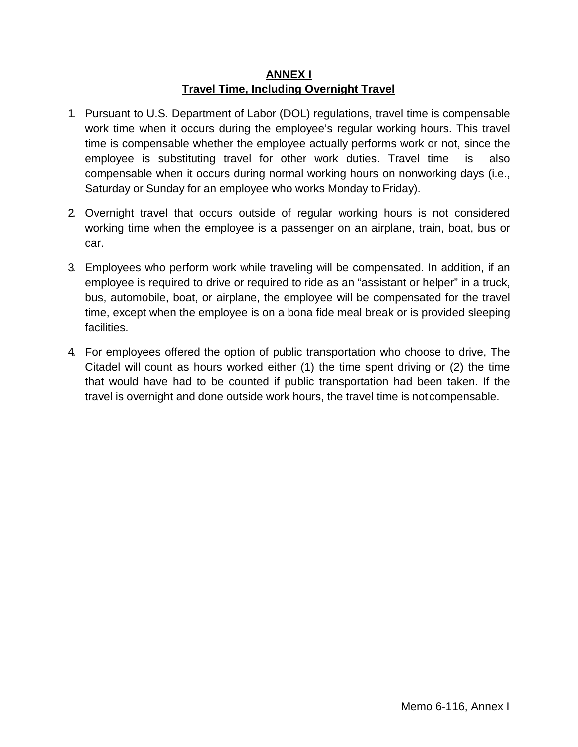**ANNEX I**
**Travel Time, Including Overnight Travel**

1. Pursuant to U.S. Department of Labor (DOL) regulations, travel time is compensable work time when it occurs during the employee's regular working hours. This travel time is compensable whether the employee actually performs work or not, since the employee is substituting travel for other work duties. Travel time is also compensable when it occurs during normal working hours on nonworking days (i.e., Saturday or Sunday for an employee who works Monday to Friday).

2. Overnight travel that occurs outside of regular working hours is not considered working time when the employee is a passenger on an airplane, train, boat, bus or car.

3. Employees who perform work while traveling will be compensated. In addition, if an employee is required to drive or required to ride as an "assistant or helper" in a truck, bus, automobile, boat, or airplane, the employee will be compensated for the travel time, except when the employee is on a bona fide meal break or is provided sleeping facilities.

4. For employees offered the option of public transportation who choose to drive, The Citadel will count as hours worked either (1) the time spent driving or (2) the time that would have had to be counted if public transportation had been taken. If the travel is overnight and done outside work hours, the travel time is not compensable.

Memo 6-116, Annex I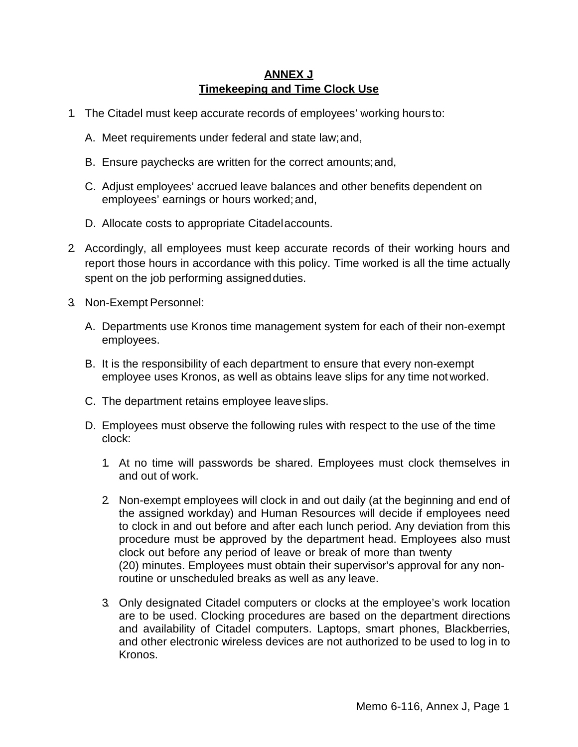## ANNEX J
## Timekeeping and Time Clock Use

1. The Citadel must keep accurate records of employees' working hours to:

   A. Meet requirements under federal and state law; and,

   B. Ensure paychecks are written for the correct amounts; and,

   C. Adjust employees' accrued leave balances and other benefits dependent on employees' earnings or hours worked; and,

   D. Allocate costs to appropriate Citadel accounts.

2. Accordingly, all employees must keep accurate records of their working hours and report those hours in accordance with this policy. Time worked is all the time actually spent on the job performing assigned duties.

3. Non-Exempt Personnel:

   A. Departments use Kronos time management system for each of their non-exempt employees.

   B. It is the responsibility of each department to ensure that every non-exempt employee uses Kronos, as well as obtains leave slips for any time not worked.

   C. The department retains employee leave slips.

   D. Employees must observe the following rules with respect to the use of the time clock:

      1. At no time will passwords be shared. Employees must clock themselves in and out of work.

      2. Non-exempt employees will clock in and out daily (at the beginning and end of the assigned workday) and Human Resources will decide if employees need to clock in and out before and after each lunch period. Any deviation from this procedure must be approved by the department head. Employees also must clock out before any period of leave or break of more than twenty (20) minutes. Employees must obtain their supervisor's approval for any non-routine or unscheduled breaks as well as any leave.

      3. Only designated Citadel computers or clocks at the employee's work location are to be used. Clocking procedures are based on the department directions and availability of Citadel computers. Laptops, smart phones, Blackberries, and other electronic wireless devices are not authorized to be used to log in to Kronos.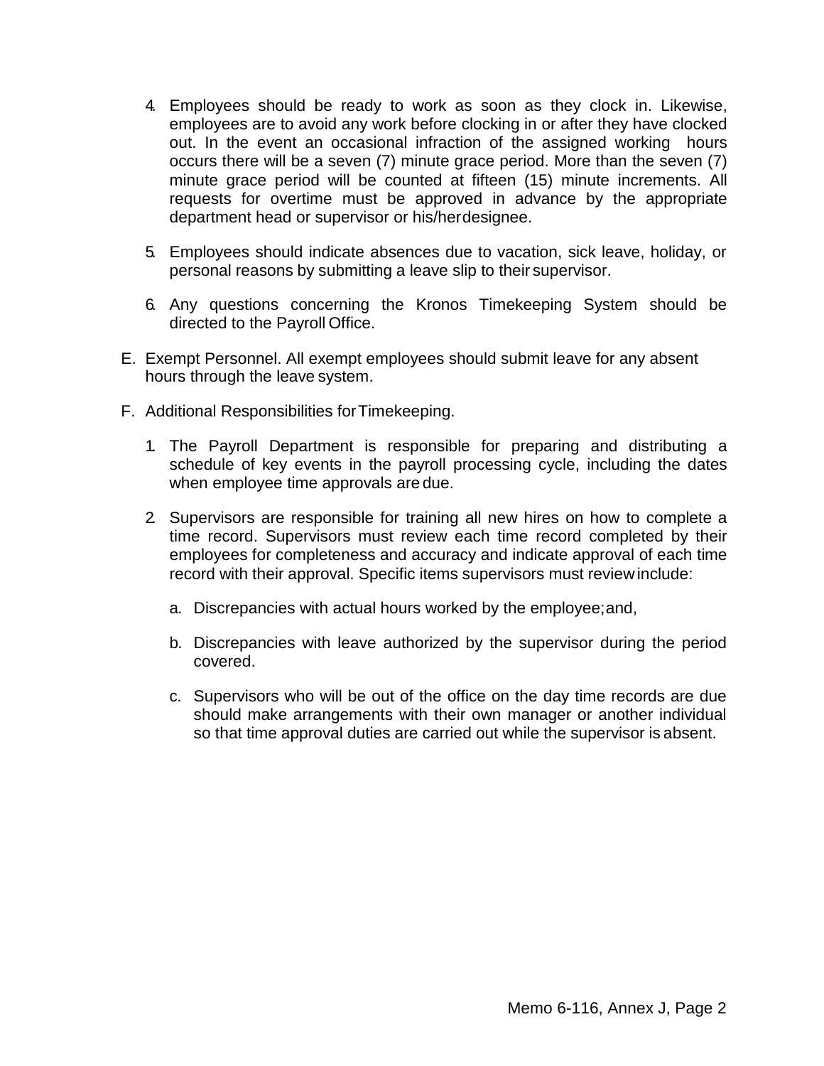4. Employees should be ready to work as soon as they clock in. Likewise, employees are to avoid any work before clocking in or after they have clocked out. In the event an occasional infraction of the assigned working hours occurs there will be a seven (7) minute grace period. More than the seven (7) minute grace period will be counted at fifteen (15) minute increments. All requests for overtime must be approved in advance by the appropriate department head or supervisor or his/her designee.

5. Employees should indicate absences due to vacation, sick leave, holiday, or personal reasons by submitting a leave slip to their supervisor.

6. Any questions concerning the Kronos Timekeeping System should be directed to the Payroll Office.

E. Exempt Personnel. All exempt employees should submit leave for any absent hours through the leave system.

F. Additional Responsibilities for Timekeeping.

1. The Payroll Department is responsible for preparing and distributing a schedule of key events in the payroll processing cycle, including the dates when employee time approvals are due.

2. Supervisors are responsible for training all new hires on how to complete a time record. Supervisors must review each time record completed by their employees for completeness and accuracy and indicate approval of each time record with their approval. Specific items supervisors must review include:

   a. Discrepancies with actual hours worked by the employee; and,

   b. Discrepancies with leave authorized by the supervisor during the period covered.

   c. Supervisors who will be out of the office on the day time records are due should make arrangements with their own manager or another individual so that time approval duties are carried out while the supervisor is absent.

Memo 6-116, Annex J, Page 2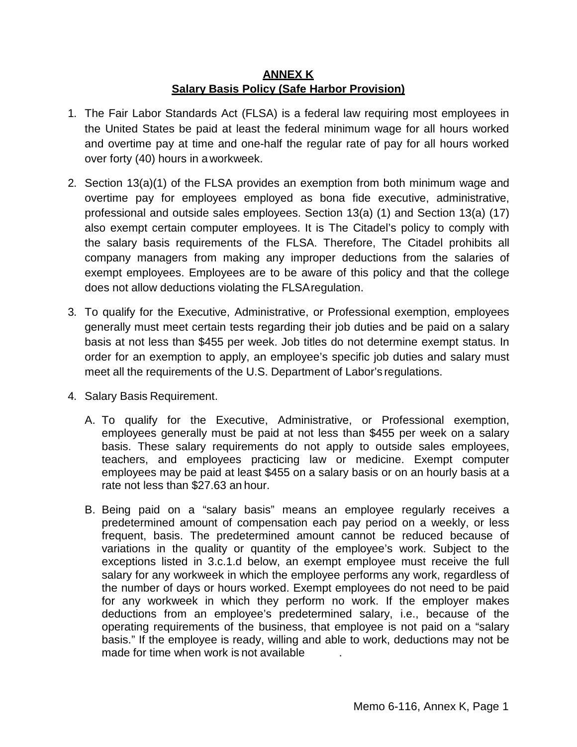# ANNEX K
## Salary Basis Policy (Safe Harbor Provision)

1. The Fair Labor Standards Act (FLSA) is a federal law requiring most employees in the United States be paid at least the federal minimum wage for all hours worked and overtime pay at time and one-half the regular rate of pay for all hours worked over forty (40) hours in a workweek.

2. Section 13(a)(1) of the FLSA provides an exemption from both minimum wage and overtime pay for employees employed as bona fide executive, administrative, professional and outside sales employees. Section 13(a) (1) and Section 13(a) (17) also exempt certain computer employees. It is The Citadel's policy to comply with the salary basis requirements of the FLSA. Therefore, The Citadel prohibits all company managers from making any improper deductions from the salaries of exempt employees. Employees are to be aware of this policy and that the college does not allow deductions violating the FLSA regulation.

3. To qualify for the Executive, Administrative, or Professional exemption, employees generally must meet certain tests regarding their job duties and be paid on a salary basis at not less than $455 per week. Job titles do not determine exempt status. In order for an exemption to apply, an employee's specific job duties and salary must meet all the requirements of the U.S. Department of Labor's regulations.

4. Salary Basis Requirement.

   A. To qualify for the Executive, Administrative, or Professional exemption, employees generally must be paid at not less than $455 per week on a salary basis. These salary requirements do not apply to outside sales employees, teachers, and employees practicing law or medicine. Exempt computer employees may be paid at least $455 on a salary basis or on an hourly basis at a rate not less than $27.63 an hour.

   B. Being paid on a "salary basis" means an employee regularly receives a predetermined amount of compensation each pay period on a weekly, or less frequent, basis. The predetermined amount cannot be reduced because of variations in the quality or quantity of the employee's work. Subject to the exceptions listed in 3.c.1.d below, an exempt employee must receive the full salary for any workweek in which the employee performs any work, regardless of the number of days or hours worked. Exempt employees do not need to be paid for any workweek in which they perform no work. If the employer makes deductions from an employee's predetermined salary, i.e., because of the operating requirements of the business, that employee is not paid on a "salary basis." If the employee is ready, willing and able to work, deductions may not be made for time when work is not available .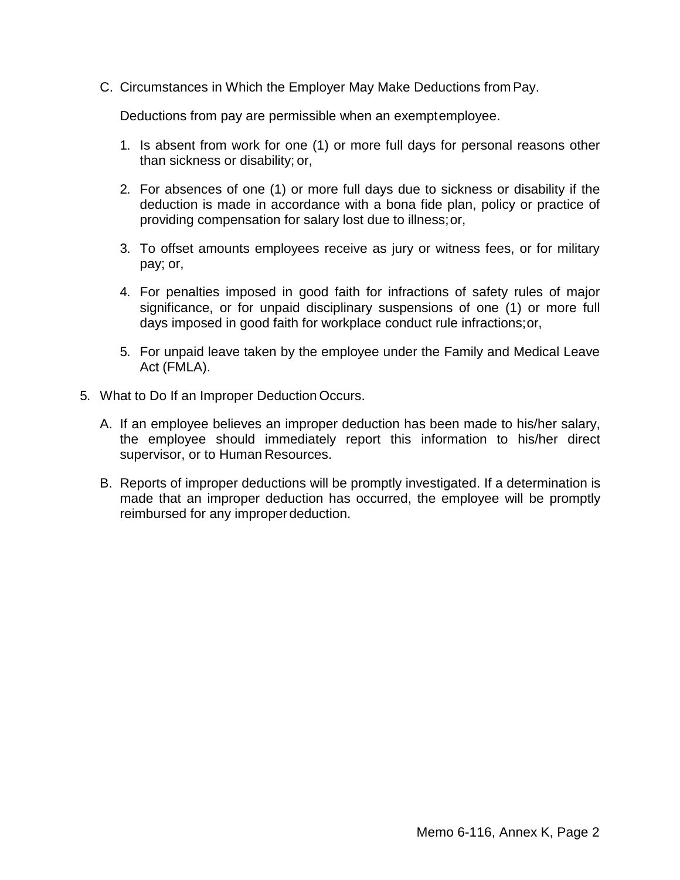C. Circumstances in Which the Employer May Make Deductions from Pay.

   Deductions from pay are permissible when an exempt employee.

   1. Is absent from work for one (1) or more full days for personal reasons other than sickness or disability; or,

   2. For absences of one (1) or more full days due to sickness or disability if the deduction is made in accordance with a bona fide plan, policy or practice of providing compensation for salary lost due to illness; or,

   3. To offset amounts employees receive as jury or witness fees, or for military pay; or,

   4. For penalties imposed in good faith for infractions of safety rules of major significance, or for unpaid disciplinary suspensions of one (1) or more full days imposed in good faith for workplace conduct rule infractions; or,

   5. For unpaid leave taken by the employee under the Family and Medical Leave Act (FMLA).

5. What to Do If an Improper Deduction Occurs.

   A. If an employee believes an improper deduction has been made to his/her salary, the employee should immediately report this information to his/her direct supervisor, or to Human Resources.

   B. Reports of improper deductions will be promptly investigated. If a determination is made that an improper deduction has occurred, the employee will be promptly reimbursed for any improper deduction.